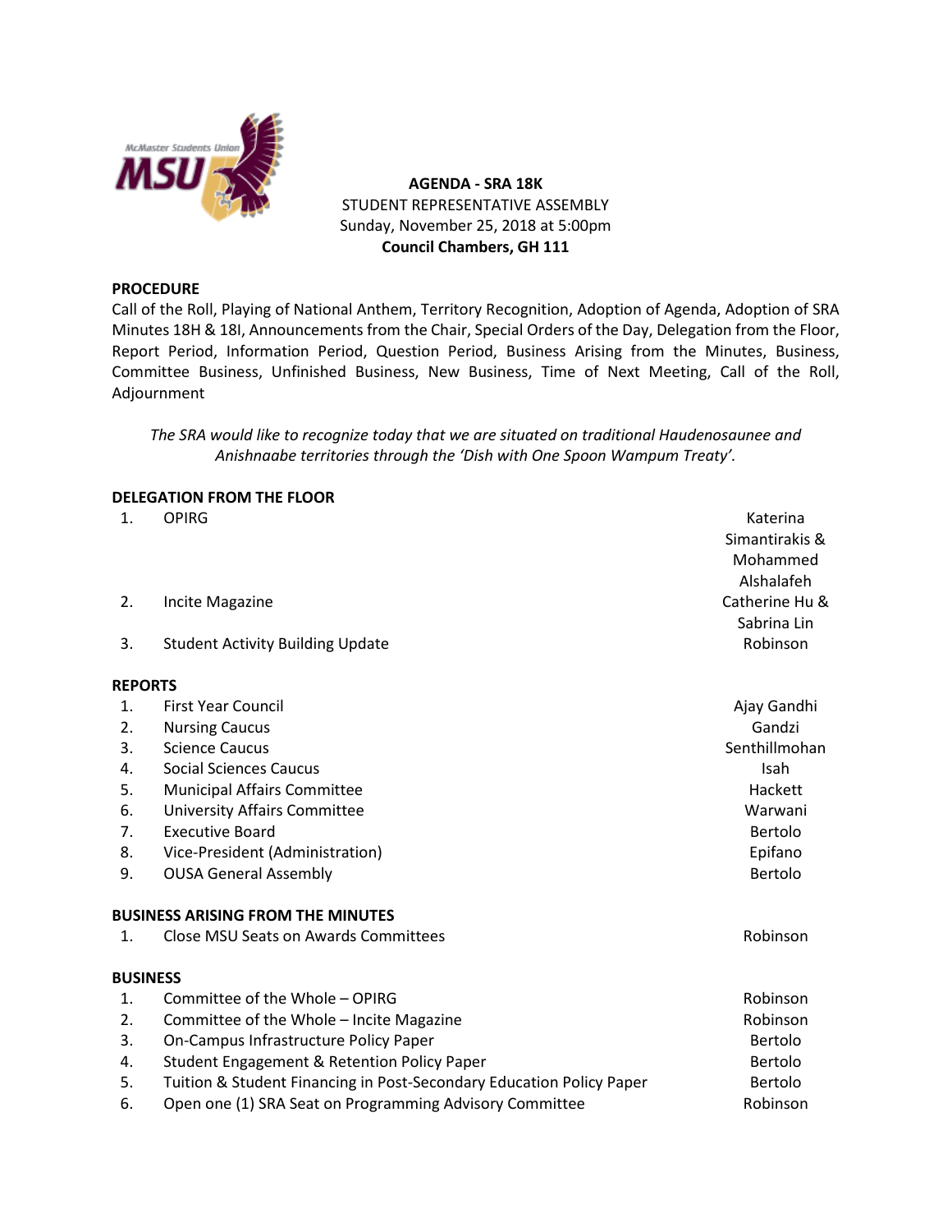**AGENDA - SRA 18K**
STUDENT REPRESENTATIVE ASSEMBLY
Sunday, November 25, 2018 at 5:00pm
**Council Chambers, GH 111**

**PROCEDURE**

Call of the Roll, Playing of National Anthem, Territory Recognition, Adoption of Agenda, Adoption of SRA Minutes 18H & 18I, Announcements from the Chair, Special Orders of the Day, Delegation from the Floor, Report Period, Information Period, Question Period, Business Arising from the Minutes, Business, Committee Business, Unfinished Business, New Business, Time of Next Meeting, Call of the Roll, Adjournment

*The SRA would like to recognize today that we are situated on traditional Haudenosaunee and Anishnaabe territories through the 'Dish with One Spoon Wampum Treaty'.*

**DELEGATION FROM THE FLOOR**

| | | |
|---|---|---|
| 1. | OPIRG | Katerina Simantirakis & Mohammed Alshalafeh |
| 2. | Incite Magazine | Catherine Hu & Sabrina Lin |
| 3. | Student Activity Building Update | Robinson |

**REPORTS**

| | | |
|---|---|---|
| 1. | First Year Council | Ajay Gandhi |
| 2. | Nursing Caucus | Gandzi |
| 3. | Science Caucus | Senthillmohan |
| 4. | Social Sciences Caucus | Isah |
| 5. | Municipal Affairs Committee | Hackett |
| 6. | University Affairs Committee | Warwani |
| 7. | Executive Board | Bertolo |
| 8. | Vice-President (Administration) | Epifano |
| 9. | OUSA General Assembly | Bertolo |

**BUSINESS ARISING FROM THE MINUTES**

| | | |
|---|---|---|
| 1. | Close MSU Seats on Awards Committees | Robinson |

**BUSINESS**

| | | |
|---|---|---|
| 1. | Committee of the Whole – OPIRG | Robinson |
| 2. | Committee of the Whole – Incite Magazine | Robinson |
| 3. | On-Campus Infrastructure Policy Paper | Bertolo |
| 4. | Student Engagement & Retention Policy Paper | Bertolo |
| 5. | Tuition & Student Financing in Post-Secondary Education Policy Paper | Bertolo |
| 6. | Open one (1) SRA Seat on Programming Advisory Committee | Robinson |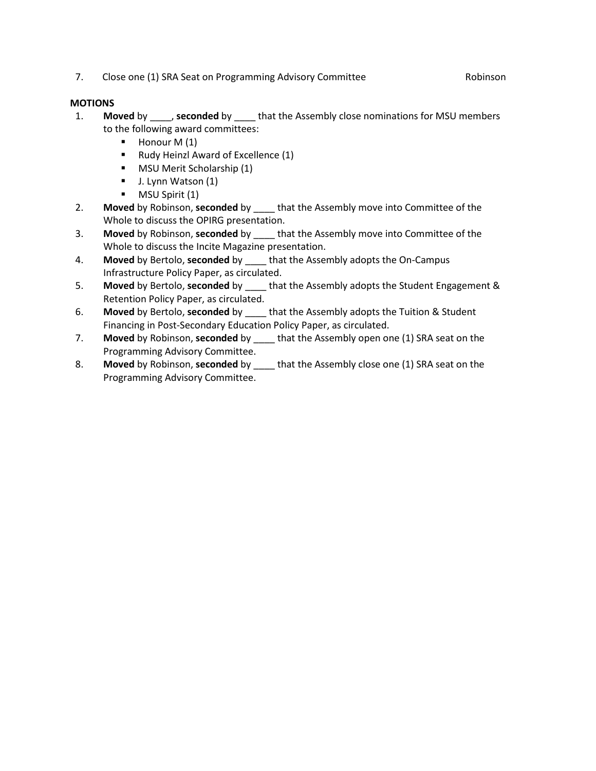7. Close one (1) SRA Seat on Programming Advisory Committee — Robinson

**MOTIONS**

1. **Moved** by ____, **seconded** by ____ that the Assembly close nominations for MSU members to the following award committees:
   - Honour M (1)
   - Rudy Heinzl Award of Excellence (1)
   - MSU Merit Scholarship (1)
   - J. Lynn Watson (1)
   - MSU Spirit (1)
2. **Moved** by Robinson, **seconded** by ____ that the Assembly move into Committee of the Whole to discuss the OPIRG presentation.
3. **Moved** by Robinson, **seconded** by ____ that the Assembly move into Committee of the Whole to discuss the Incite Magazine presentation.
4. **Moved** by Bertolo, **seconded** by ____ that the Assembly adopts the On-Campus Infrastructure Policy Paper, as circulated.
5. **Moved** by Bertolo, **seconded** by ____ that the Assembly adopts the Student Engagement & Retention Policy Paper, as circulated.
6. **Moved** by Bertolo, **seconded** by ____ that the Assembly adopts the Tuition & Student Financing in Post-Secondary Education Policy Paper, as circulated.
7. **Moved** by Robinson, **seconded** by ____ that the Assembly open one (1) SRA seat on the Programming Advisory Committee.
8. **Moved** by Robinson, **seconded** by ____ that the Assembly close one (1) SRA seat on the Programming Advisory Committee.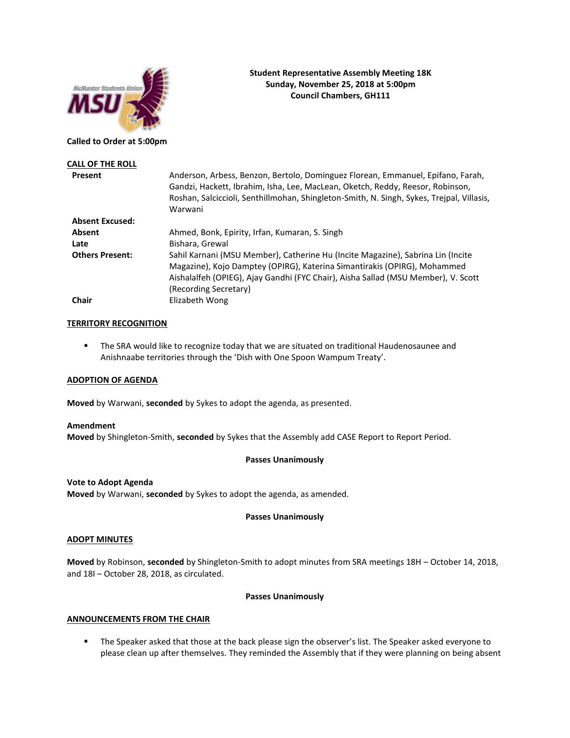**Student Representative Assembly Meeting 18K**
**Sunday, November 25, 2018 at 5:00pm**
**Council Chambers, GH111**

**Called to Order at 5:00pm**

**CALL OF THE ROLL**

| | |
|---|---|
| **Present** | Anderson, Arbess, Benzon, Bertolo, Dominguez Florean, Emmanuel, Epifano, Farah, Gandzi, Hackett, Ibrahim, Isha, Lee, MacLean, Oketch, Reddy, Reesor, Robinson, Roshan, Salciccioli, Senthillmohan, Shingleton-Smith, N. Singh, Sykes, Trejpal, Villasis, Warwani |
| **Absent Excused:** | |
| **Absent** | Ahmed, Bonk, Epirity, Irfan, Kumaran, S. Singh |
| **Late** | Bishara, Grewal |
| **Others Present:** | Sahil Karnani (MSU Member), Catherine Hu (Incite Magazine), Sabrina Lin (Incite Magazine), Kojo Damptey (OPIRG), Katerina Simantirakis (OPIRG), Mohammed Aishalalfeh (OPIEG), Ajay Gandhi (FYC Chair), Aisha Sallad (MSU Member), V. Scott (Recording Secretary) |
| **Chair** | Elizabeth Wong |

**TERRITORY RECOGNITION**

- The SRA would like to recognize today that we are situated on traditional Haudenosaunee and Anishnaabe territories through the 'Dish with One Spoon Wampum Treaty'.

**ADOPTION OF AGENDA**

**Moved** by Warwani, **seconded** by Sykes to adopt the agenda, as presented.

**Amendment**
**Moved** by Shingleton-Smith, **seconded** by Sykes that the Assembly add CASE Report to Report Period.

**Passes Unanimously**

**Vote to Adopt Agenda**
**Moved** by Warwani, **seconded** by Sykes to adopt the agenda, as amended.

**Passes Unanimously**

**ADOPT MINUTES**

**Moved** by Robinson, **seconded** by Shingleton-Smith to adopt minutes from SRA meetings 18H – October 14, 2018, and 18I – October 28, 2018, as circulated.

**Passes Unanimously**

**ANNOUNCEMENTS FROM THE CHAIR**

- The Speaker asked that those at the back please sign the observer's list. The Speaker asked everyone to please clean up after themselves. They reminded the Assembly that if they were planning on being absent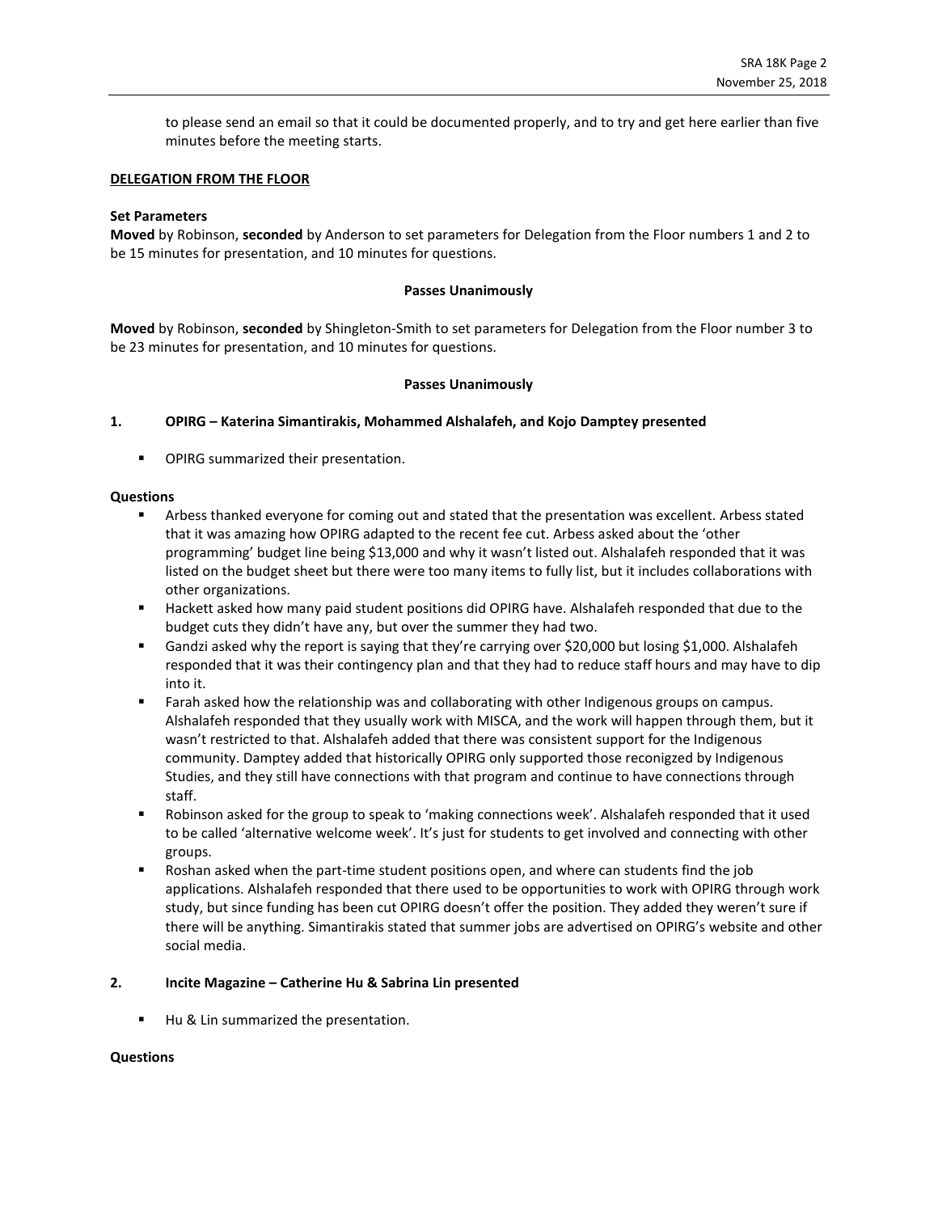to please send an email so that it could be documented properly, and to try and get here earlier than five minutes before the meeting starts.

**DELEGATION FROM THE FLOOR**

**Set Parameters**

**Moved** by Robinson, **seconded** by Anderson to set parameters for Delegation from the Floor numbers 1 and 2 to be 15 minutes for presentation, and 10 minutes for questions.

**Passes Unanimously**

**Moved** by Robinson, **seconded** by Shingleton-Smith to set parameters for Delegation from the Floor number 3 to be 23 minutes for presentation, and 10 minutes for questions.

**Passes Unanimously**

**1. OPIRG – Katerina Simantirakis, Mohammed Alshalafeh, and Kojo Damptey presented**

- OPIRG summarized their presentation.

**Questions**

- Arbess thanked everyone for coming out and stated that the presentation was excellent. Arbess stated that it was amazing how OPIRG adapted to the recent fee cut. Arbess asked about the 'other programming' budget line being $13,000 and why it wasn't listed out. Alshalafeh responded that it was listed on the budget sheet but there were too many items to fully list, but it includes collaborations with other organizations.
- Hackett asked how many paid student positions did OPIRG have. Alshalafeh responded that due to the budget cuts they didn't have any, but over the summer they had two.
- Gandzi asked why the report is saying that they're carrying over $20,000 but losing $1,000. Alshalafeh responded that it was their contingency plan and that they had to reduce staff hours and may have to dip into it.
- Farah asked how the relationship was and collaborating with other Indigenous groups on campus. Alshalafeh responded that they usually work with MISCA, and the work will happen through them, but it wasn't restricted to that. Alshalafeh added that there was consistent support for the Indigenous community. Damptey added that historically OPIRG only supported those reconigzed by Indigenous Studies, and they still have connections with that program and continue to have connections through staff.
- Robinson asked for the group to speak to 'making connections week'. Alshalafeh responded that it used to be called 'alternative welcome week'. It's just for students to get involved and connecting with other groups.
- Roshan asked when the part-time student positions open, and where can students find the job applications. Alshalafeh responded that there used to be opportunities to work with OPIRG through work study, but since funding has been cut OPIRG doesn't offer the position. They added they weren't sure if there will be anything. Simantirakis stated that summer jobs are advertised on OPIRG's website and other social media.

**2. Incite Magazine – Catherine Hu & Sabrina Lin presented**

- Hu & Lin summarized the presentation.

**Questions**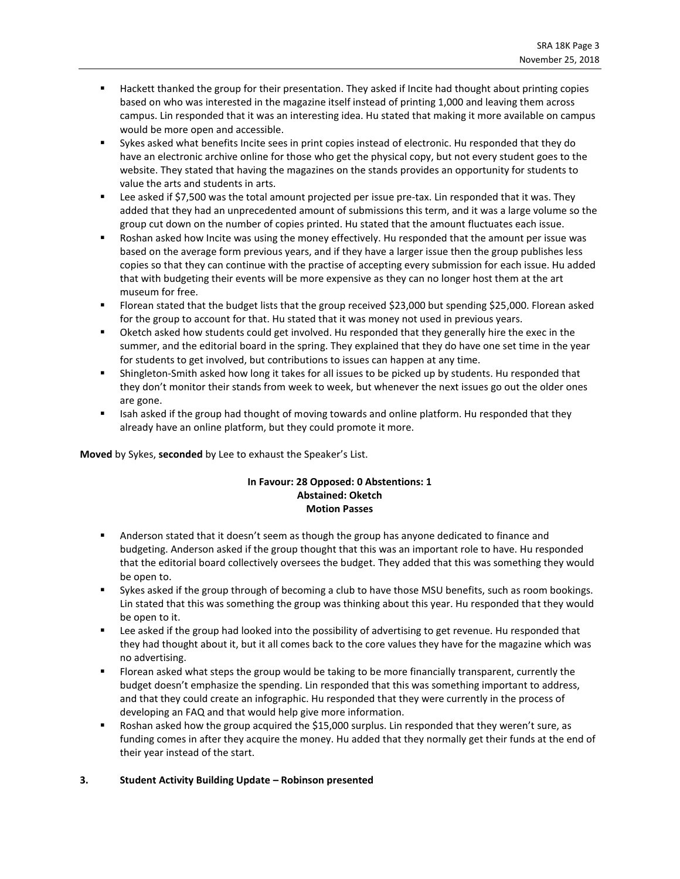- Hackett thanked the group for their presentation. They asked if Incite had thought about printing copies based on who was interested in the magazine itself instead of printing 1,000 and leaving them across campus. Lin responded that it was an interesting idea. Hu stated that making it more available on campus would be more open and accessible.
- Sykes asked what benefits Incite sees in print copies instead of electronic. Hu responded that they do have an electronic archive online for those who get the physical copy, but not every student goes to the website. They stated that having the magazines on the stands provides an opportunity for students to value the arts and students in arts.
- Lee asked if $7,500 was the total amount projected per issue pre-tax. Lin responded that it was. They added that they had an unprecedented amount of submissions this term, and it was a large volume so the group cut down on the number of copies printed. Hu stated that the amount fluctuates each issue.
- Roshan asked how Incite was using the money effectively. Hu responded that the amount per issue was based on the average form previous years, and if they have a larger issue then the group publishes less copies so that they can continue with the practise of accepting every submission for each issue. Hu added that with budgeting their events will be more expensive as they can no longer host them at the art museum for free.
- Florean stated that the budget lists that the group received $23,000 but spending $25,000. Florean asked for the group to account for that. Hu stated that it was money not used in previous years.
- Oketch asked how students could get involved. Hu responded that they generally hire the exec in the summer, and the editorial board in the spring. They explained that they do have one set time in the year for students to get involved, but contributions to issues can happen at any time.
- Shingleton-Smith asked how long it takes for all issues to be picked up by students. Hu responded that they don't monitor their stands from week to week, but whenever the next issues go out the older ones are gone.
- Isah asked if the group had thought of moving towards and online platform. Hu responded that they already have an online platform, but they could promote it more.

**Moved** by Sykes, **seconded** by Lee to exhaust the Speaker's List.

**In Favour: 28 Opposed: 0 Abstentions: 1**
**Abstained: Oketch**
**Motion Passes**

- Anderson stated that it doesn't seem as though the group has anyone dedicated to finance and budgeting. Anderson asked if the group thought that this was an important role to have. Hu responded that the editorial board collectively oversees the budget. They added that this was something they would be open to.
- Sykes asked if the group through of becoming a club to have those MSU benefits, such as room bookings. Lin stated that this was something the group was thinking about this year. Hu responded that they would be open to it.
- Lee asked if the group had looked into the possibility of advertising to get revenue. Hu responded that they had thought about it, but it all comes back to the core values they have for the magazine which was no advertising.
- Florean asked what steps the group would be taking to be more financially transparent, currently the budget doesn't emphasize the spending. Lin responded that this was something important to address, and that they could create an infographic. Hu responded that they were currently in the process of developing an FAQ and that would help give more information.
- Roshan asked how the group acquired the $15,000 surplus. Lin responded that they weren't sure, as funding comes in after they acquire the money. Hu added that they normally get their funds at the end of their year instead of the start.

**3. Student Activity Building Update – Robinson presented**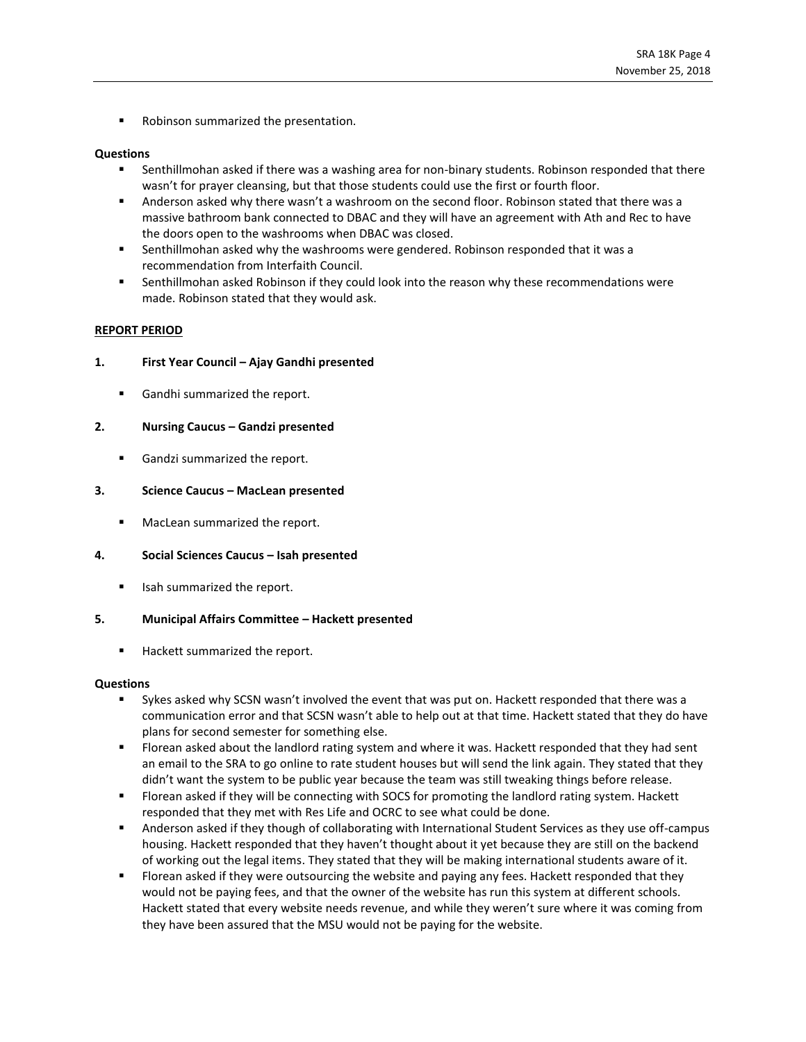- Robinson summarized the presentation.

**Questions**

- Senthillmohan asked if there was a washing area for non-binary students. Robinson responded that there wasn't for prayer cleansing, but that those students could use the first or fourth floor.
- Anderson asked why there wasn't a washroom on the second floor. Robinson stated that there was a massive bathroom bank connected to DBAC and they will have an agreement with Ath and Rec to have the doors open to the washrooms when DBAC was closed.
- Senthillmohan asked why the washrooms were gendered. Robinson responded that it was a recommendation from Interfaith Council.
- Senthillmohan asked Robinson if they could look into the reason why these recommendations were made. Robinson stated that they would ask.

**<u>REPORT PERIOD</u>**

**1. First Year Council – Ajay Gandhi presented**

- Gandhi summarized the report.

**2. Nursing Caucus – Gandzi presented**

- Gandzi summarized the report.

**3. Science Caucus – MacLean presented**

- MacLean summarized the report.

**4. Social Sciences Caucus – Isah presented**

- Isah summarized the report.

**5. Municipal Affairs Committee – Hackett presented**

- Hackett summarized the report.

**Questions**

- Sykes asked why SCSN wasn't involved the event that was put on. Hackett responded that there was a communication error and that SCSN wasn't able to help out at that time. Hackett stated that they do have plans for second semester for something else.
- Florean asked about the landlord rating system and where it was. Hackett responded that they had sent an email to the SRA to go online to rate student houses but will send the link again. They stated that they didn't want the system to be public year because the team was still tweaking things before release.
- Florean asked if they will be connecting with SOCS for promoting the landlord rating system. Hackett responded that they met with Res Life and OCRC to see what could be done.
- Anderson asked if they though of collaborating with International Student Services as they use off-campus housing. Hackett responded that they haven't thought about it yet because they are still on the backend of working out the legal items. They stated that they will be making international students aware of it.
- Florean asked if they were outsourcing the website and paying any fees. Hackett responded that they would not be paying fees, and that the owner of the website has run this system at different schools. Hackett stated that every website needs revenue, and while they weren't sure where it was coming from they have been assured that the MSU would not be paying for the website.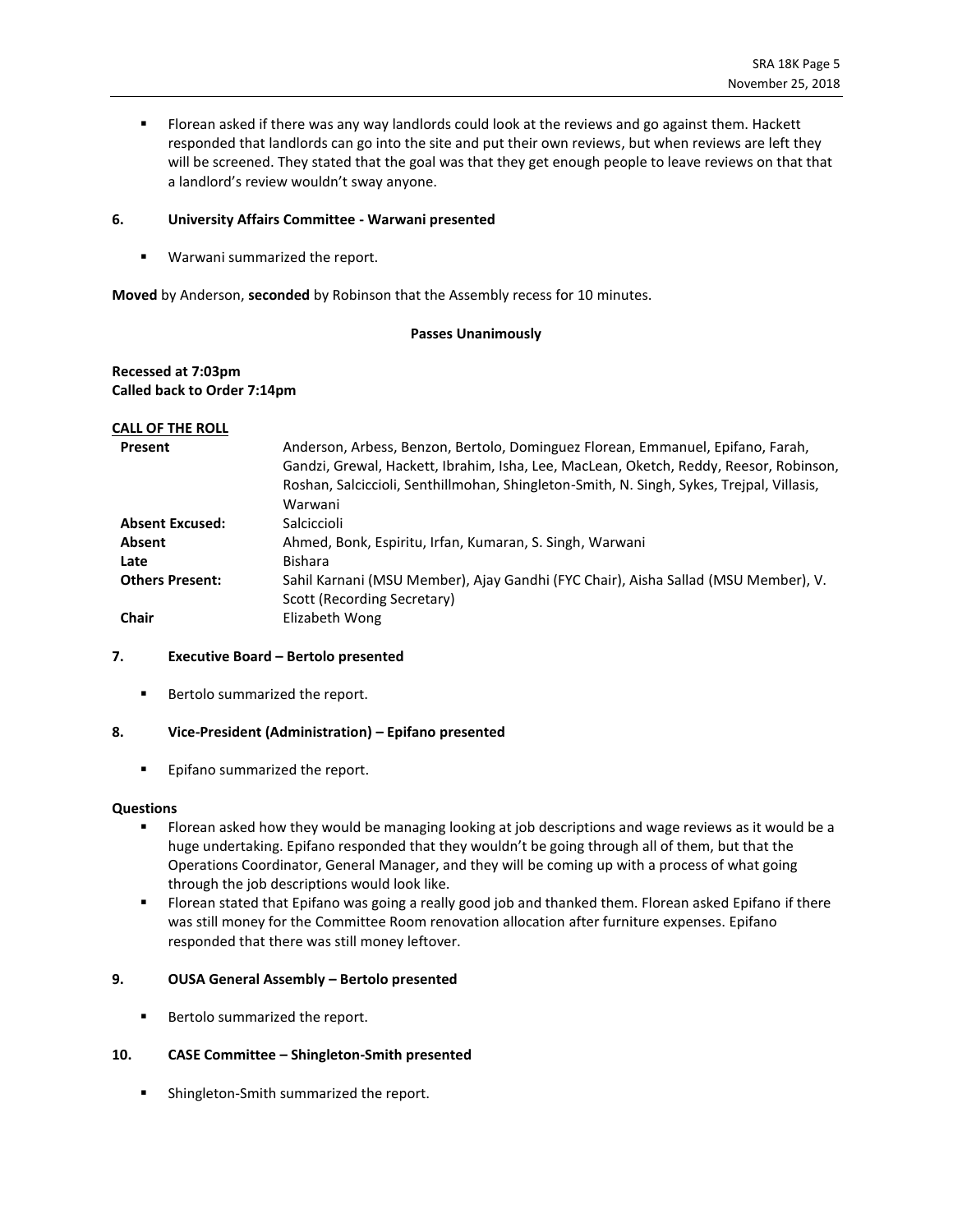- Florean asked if there was any way landlords could look at the reviews and go against them. Hackett responded that landlords can go into the site and put their own reviews, but when reviews are left they will be screened. They stated that the goal was that they get enough people to leave reviews on that that a landlord's review wouldn't sway anyone.

**6. University Affairs Committee - Warwani presented**

- Warwani summarized the report.

**Moved** by Anderson, **seconded** by Robinson that the Assembly recess for 10 minutes.

**Passes Unanimously**

**Recessed at 7:03pm**
**Called back to Order 7:14pm**

**CALL OF THE ROLL**

| | |
|---|---|
| **Present** | Anderson, Arbess, Benzon, Bertolo, Dominguez Florean, Emmanuel, Epifano, Farah, Gandzi, Grewal, Hackett, Ibrahim, Isha, Lee, MacLean, Oketch, Reddy, Reesor, Robinson, Roshan, Salciccioli, Senthillmohan, Shingleton-Smith, N. Singh, Sykes, Trejpal, Villasis, Warwani |
| **Absent Excused:** | Salciccioli |
| **Absent** | Ahmed, Bonk, Espiritu, Irfan, Kumaran, S. Singh, Warwani |
| **Late** | Bishara |
| **Others Present:** | Sahil Karnani (MSU Member), Ajay Gandhi (FYC Chair), Aisha Sallad (MSU Member), V. Scott (Recording Secretary) |
| **Chair** | Elizabeth Wong |

**7. Executive Board – Bertolo presented**

- Bertolo summarized the report.

**8. Vice-President (Administration) – Epifano presented**

- Epifano summarized the report.

**Questions**

- Florean asked how they would be managing looking at job descriptions and wage reviews as it would be a huge undertaking. Epifano responded that they wouldn't be going through all of them, but that the Operations Coordinator, General Manager, and they will be coming up with a process of what going through the job descriptions would look like.
- Florean stated that Epifano was going a really good job and thanked them. Florean asked Epifano if there was still money for the Committee Room renovation allocation after furniture expenses. Epifano responded that there was still money leftover.

**9. OUSA General Assembly – Bertolo presented**

- Bertolo summarized the report.

**10. CASE Committee – Shingleton-Smith presented**

- Shingleton-Smith summarized the report.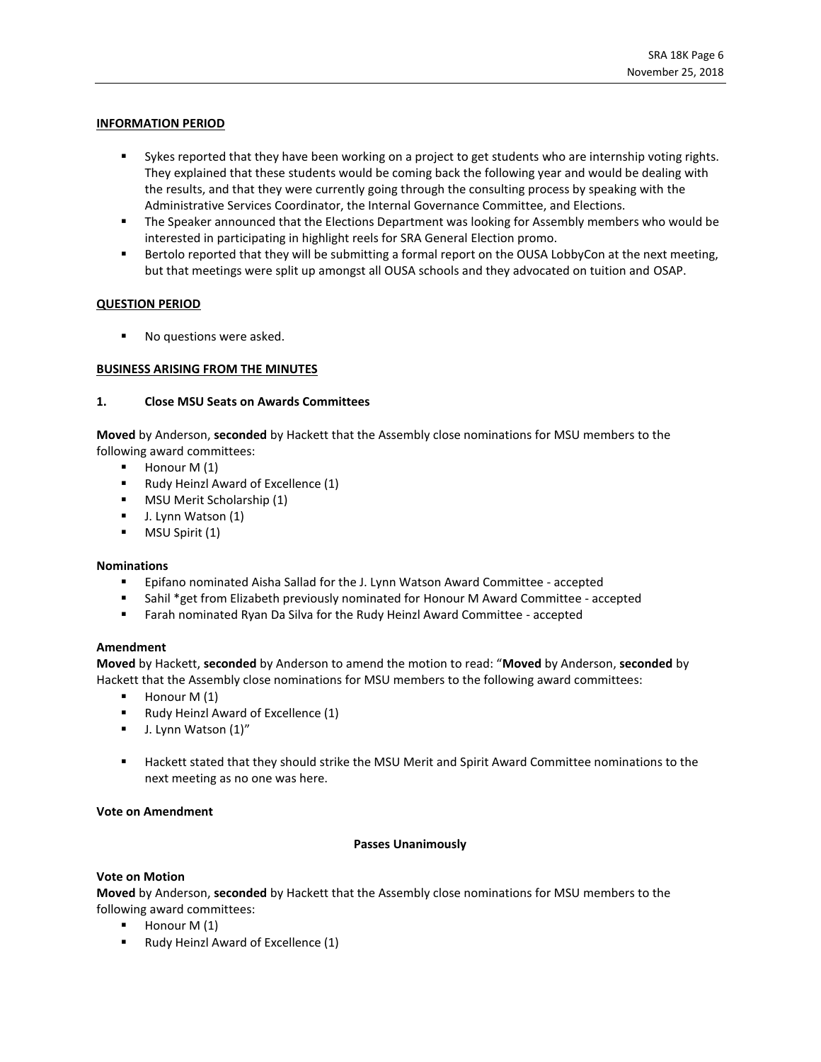**INFORMATION PERIOD**

- Sykes reported that they have been working on a project to get students who are internship voting rights. They explained that these students would be coming back the following year and would be dealing with the results, and that they were currently going through the consulting process by speaking with the Administrative Services Coordinator, the Internal Governance Committee, and Elections.
- The Speaker announced that the Elections Department was looking for Assembly members who would be interested in participating in highlight reels for SRA General Election promo.
- Bertolo reported that they will be submitting a formal report on the OUSA LobbyCon at the next meeting, but that meetings were split up amongst all OUSA schools and they advocated on tuition and OSAP.

**QUESTION PERIOD**

- No questions were asked.

**BUSINESS ARISING FROM THE MINUTES**

**1. Close MSU Seats on Awards Committees**

**Moved** by Anderson, **seconded** by Hackett that the Assembly close nominations for MSU members to the following award committees:

- Honour M (1)
- Rudy Heinzl Award of Excellence (1)
- MSU Merit Scholarship (1)
- J. Lynn Watson (1)
- MSU Spirit (1)

**Nominations**

- Epifano nominated Aisha Sallad for the J. Lynn Watson Award Committee - accepted
- Sahil *get from Elizabeth previously nominated for Honour M Award Committee - accepted
- Farah nominated Ryan Da Silva for the Rudy Heinzl Award Committee - accepted

**Amendment**

**Moved** by Hackett, **seconded** by Anderson to amend the motion to read: "**Moved** by Anderson, **seconded** by Hackett that the Assembly close nominations for MSU members to the following award committees:

- Honour M (1)
- Rudy Heinzl Award of Excellence (1)
- J. Lynn Watson (1)"

- Hackett stated that they should strike the MSU Merit and Spirit Award Committee nominations to the next meeting as no one was here.

**Vote on Amendment**

**Passes Unanimously**

**Vote on Motion**

**Moved** by Anderson, **seconded** by Hackett that the Assembly close nominations for MSU members to the following award committees:

- Honour M (1)
- Rudy Heinzl Award of Excellence (1)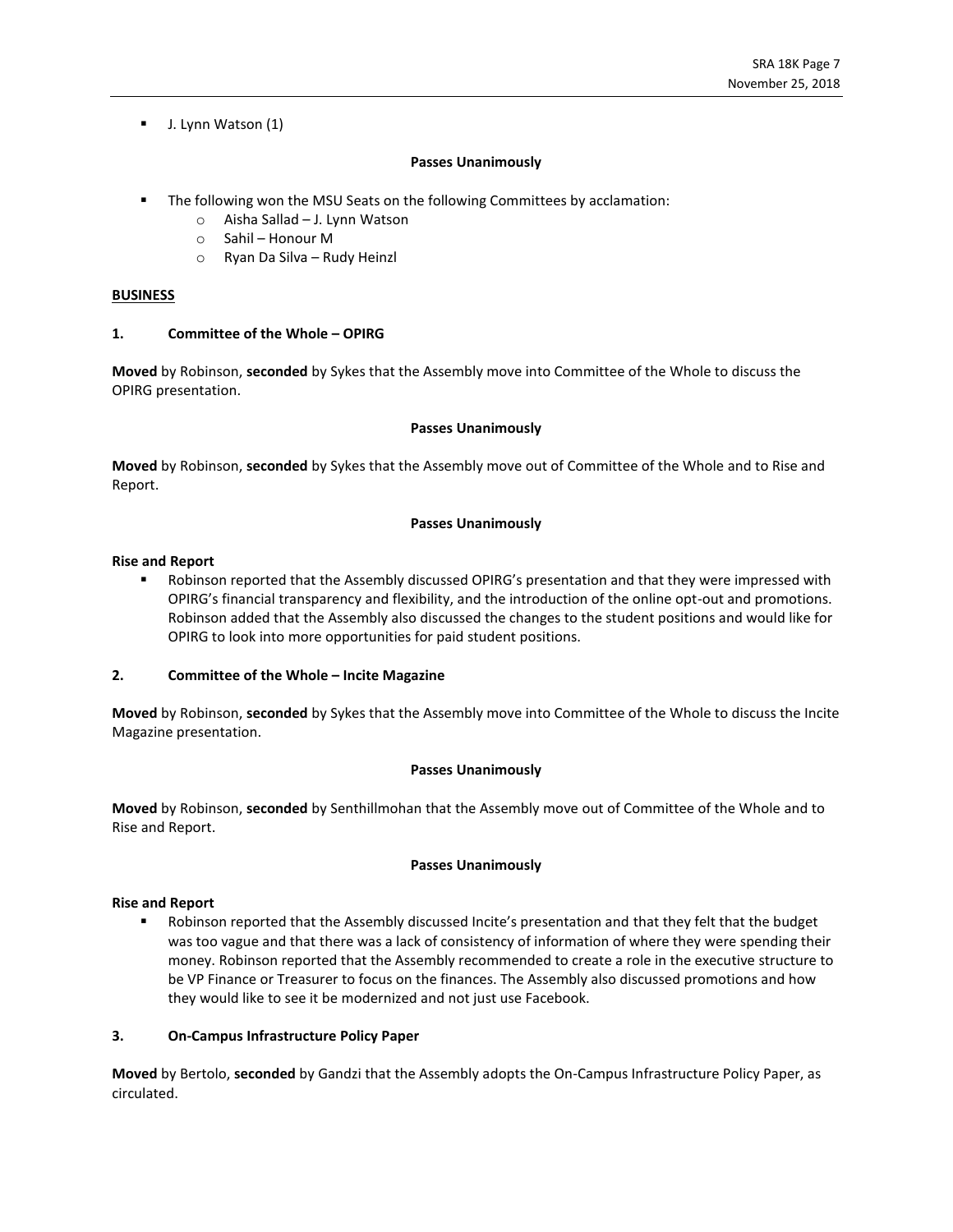- J. Lynn Watson (1)

**Passes Unanimously**

- The following won the MSU Seats on the following Committees by acclamation:
  - Aisha Sallad – J. Lynn Watson
  - Sahil – Honour M
  - Ryan Da Silva – Rudy Heinzl

**BUSINESS**

**1. Committee of the Whole – OPIRG**

**Moved** by Robinson, **seconded** by Sykes that the Assembly move into Committee of the Whole to discuss the OPIRG presentation.

**Passes Unanimously**

**Moved** by Robinson, **seconded** by Sykes that the Assembly move out of Committee of the Whole and to Rise and Report.

**Passes Unanimously**

**Rise and Report**

- Robinson reported that the Assembly discussed OPIRG's presentation and that they were impressed with OPIRG's financial transparency and flexibility, and the introduction of the online opt-out and promotions. Robinson added that the Assembly also discussed the changes to the student positions and would like for OPIRG to look into more opportunities for paid student positions.

**2. Committee of the Whole – Incite Magazine**

**Moved** by Robinson, **seconded** by Sykes that the Assembly move into Committee of the Whole to discuss the Incite Magazine presentation.

**Passes Unanimously**

**Moved** by Robinson, **seconded** by Senthillmohan that the Assembly move out of Committee of the Whole and to Rise and Report.

**Passes Unanimously**

**Rise and Report**

- Robinson reported that the Assembly discussed Incite's presentation and that they felt that the budget was too vague and that there was a lack of consistency of information of where they were spending their money. Robinson reported that the Assembly recommended to create a role in the executive structure to be VP Finance or Treasurer to focus on the finances. The Assembly also discussed promotions and how they would like to see it be modernized and not just use Facebook.

**3. On-Campus Infrastructure Policy Paper**

**Moved** by Bertolo, **seconded** by Gandzi that the Assembly adopts the On-Campus Infrastructure Policy Paper, as circulated.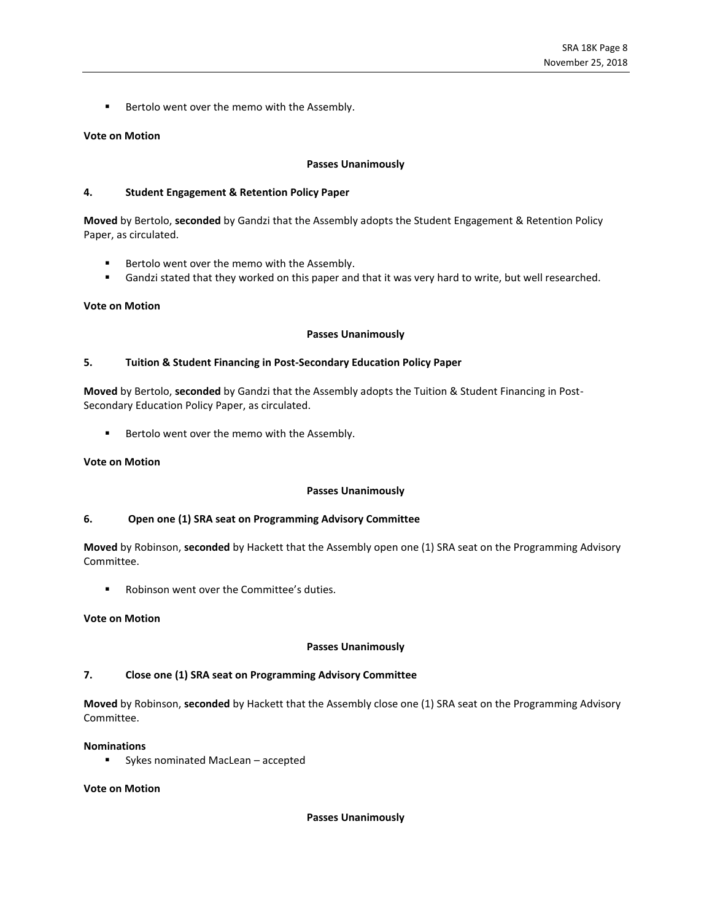- Bertolo went over the memo with the Assembly.

**Vote on Motion**

**Passes Unanimously**

**4. Student Engagement & Retention Policy Paper**

**Moved** by Bertolo, **seconded** by Gandzi that the Assembly adopts the Student Engagement & Retention Policy Paper, as circulated.

- Bertolo went over the memo with the Assembly.
- Gandzi stated that they worked on this paper and that it was very hard to write, but well researched.

**Vote on Motion**

**Passes Unanimously**

**5. Tuition & Student Financing in Post-Secondary Education Policy Paper**

**Moved** by Bertolo, **seconded** by Gandzi that the Assembly adopts the Tuition & Student Financing in Post-Secondary Education Policy Paper, as circulated.

- Bertolo went over the memo with the Assembly.

**Vote on Motion**

**Passes Unanimously**

**6. Open one (1) SRA seat on Programming Advisory Committee**

**Moved** by Robinson, **seconded** by Hackett that the Assembly open one (1) SRA seat on the Programming Advisory Committee.

- Robinson went over the Committee's duties.

**Vote on Motion**

**Passes Unanimously**

**7. Close one (1) SRA seat on Programming Advisory Committee**

**Moved** by Robinson, **seconded** by Hackett that the Assembly close one (1) SRA seat on the Programming Advisory Committee.

**Nominations**

- Sykes nominated MacLean – accepted

**Vote on Motion**

**Passes Unanimously**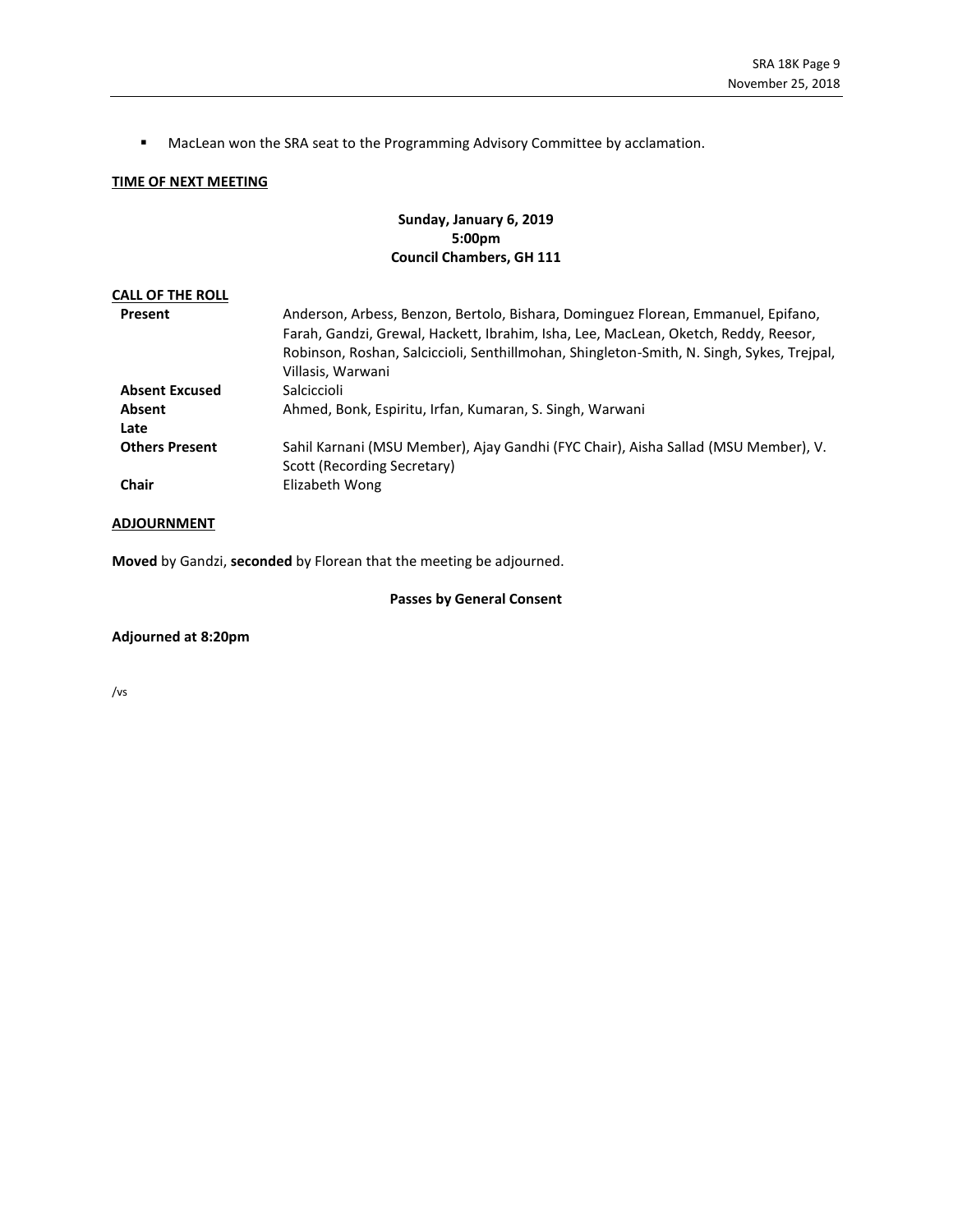- MacLean won the SRA seat to the Programming Advisory Committee by acclamation.

**TIME OF NEXT MEETING**

**Sunday, January 6, 2019**
**5:00pm**
**Council Chambers, GH 111**

**CALL OF THE ROLL**

| | |
|---|---|
| **Present** | Anderson, Arbess, Benzon, Bertolo, Bishara, Dominguez Florean, Emmanuel, Epifano, Farah, Gandzi, Grewal, Hackett, Ibrahim, Isha, Lee, MacLean, Oketch, Reddy, Reesor, Robinson, Roshan, Salciccioli, Senthillmohan, Shingleton-Smith, N. Singh, Sykes, Trejpal, Villasis, Warwani |
| **Absent Excused** | Salciccioli |
| **Absent** | Ahmed, Bonk, Espiritu, Irfan, Kumaran, S. Singh, Warwani |
| **Late** | |
| **Others Present** | Sahil Karnani (MSU Member), Ajay Gandhi (FYC Chair), Aisha Sallad (MSU Member), V. Scott (Recording Secretary) |
| **Chair** | Elizabeth Wong |

**ADJOURNMENT**

**Moved** by Gandzi, **seconded** by Florean that the meeting be adjourned.

**Passes by General Consent**

**Adjourned at 8:20pm**

/vs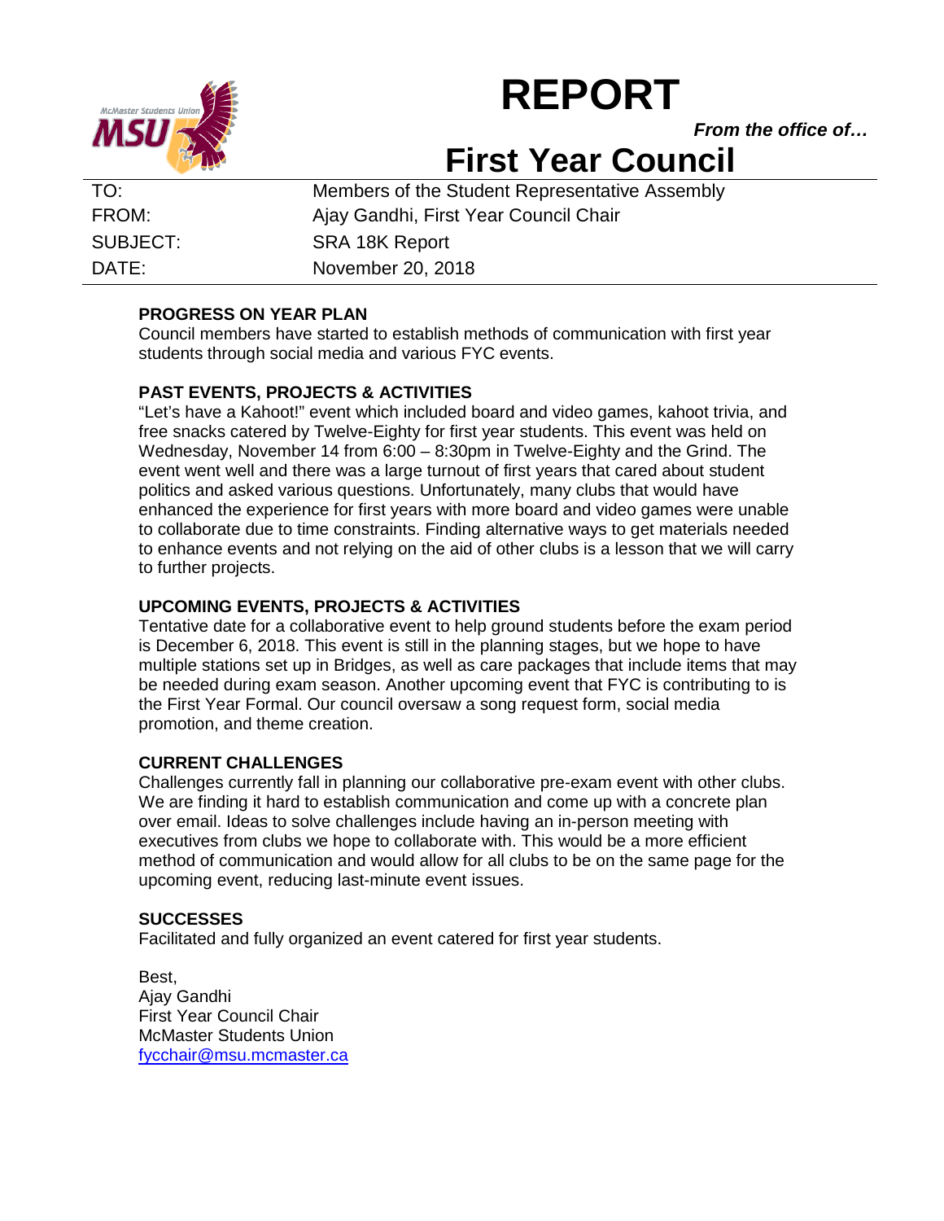# REPORT

***From the office of…***

# First Year Council

| | |
|---|---|
| TO: | Members of the Student Representative Assembly |
| FROM: | Ajay Gandhi, First Year Council Chair |
| SUBJECT: | SRA 18K Report |
| DATE: | November 20, 2018 |

**PROGRESS ON YEAR PLAN**

Council members have started to establish methods of communication with first year students through social media and various FYC events.

**PAST EVENTS, PROJECTS & ACTIVITIES**

"Let's have a Kahoot!" event which included board and video games, kahoot trivia, and free snacks catered by Twelve-Eighty for first year students. This event was held on Wednesday, November 14 from 6:00 – 8:30pm in Twelve-Eighty and the Grind. The event went well and there was a large turnout of first years that cared about student politics and asked various questions. Unfortunately, many clubs that would have enhanced the experience for first years with more board and video games were unable to collaborate due to time constraints. Finding alternative ways to get materials needed to enhance events and not relying on the aid of other clubs is a lesson that we will carry to further projects.

**UPCOMING EVENTS, PROJECTS & ACTIVITIES**

Tentative date for a collaborative event to help ground students before the exam period is December 6, 2018. This event is still in the planning stages, but we hope to have multiple stations set up in Bridges, as well as care packages that include items that may be needed during exam season. Another upcoming event that FYC is contributing to is the First Year Formal. Our council oversaw a song request form, social media promotion, and theme creation.

**CURRENT CHALLENGES**

Challenges currently fall in planning our collaborative pre-exam event with other clubs. We are finding it hard to establish communication and come up with a concrete plan over email. Ideas to solve challenges include having an in-person meeting with executives from clubs we hope to collaborate with. This would be a more efficient method of communication and would allow for all clubs to be on the same page for the upcoming event, reducing last-minute event issues.

**SUCCESSES**

Facilitated and fully organized an event catered for first year students.

Best,
Ajay Gandhi
First Year Council Chair
McMaster Students Union
fycchair@msu.mcmaster.ca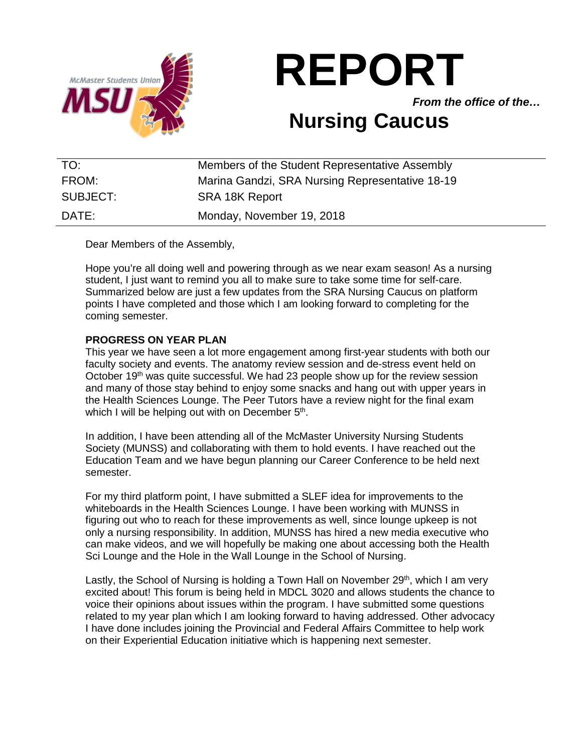# REPORT

***From the office of the…***

## Nursing Caucus

| | |
|---|---|
| TO: | Members of the Student Representative Assembly |
| FROM: | Marina Gandzi, SRA Nursing Representative 18-19 |
| SUBJECT: | SRA 18K Report |
| DATE: | Monday, November 19, 2018 |

Dear Members of the Assembly,

Hope you're all doing well and powering through as we near exam season! As a nursing student, I just want to remind you all to make sure to take some time for self-care. Summarized below are just a few updates from the SRA Nursing Caucus on platform points I have completed and those which I am looking forward to completing for the coming semester.

**PROGRESS ON YEAR PLAN**

This year we have seen a lot more engagement among first-year students with both our faculty society and events. The anatomy review session and de-stress event held on October 19th was quite successful. We had 23 people show up for the review session and many of those stay behind to enjoy some snacks and hang out with upper years in the Health Sciences Lounge. The Peer Tutors have a review night for the final exam which I will be helping out with on December 5th.

In addition, I have been attending all of the McMaster University Nursing Students Society (MUNSS) and collaborating with them to hold events. I have reached out the Education Team and we have begun planning our Career Conference to be held next semester.

For my third platform point, I have submitted a SLEF idea for improvements to the whiteboards in the Health Sciences Lounge. I have been working with MUNSS in figuring out who to reach for these improvements as well, since lounge upkeep is not only a nursing responsibility. In addition, MUNSS has hired a new media executive who can make videos, and we will hopefully be making one about accessing both the Health Sci Lounge and the Hole in the Wall Lounge in the School of Nursing.

Lastly, the School of Nursing is holding a Town Hall on November 29th, which I am very excited about! This forum is being held in MDCL 3020 and allows students the chance to voice their opinions about issues within the program. I have submitted some questions related to my year plan which I am looking forward to having addressed. Other advocacy I have done includes joining the Provincial and Federal Affairs Committee to help work on their Experiential Education initiative which is happening next semester.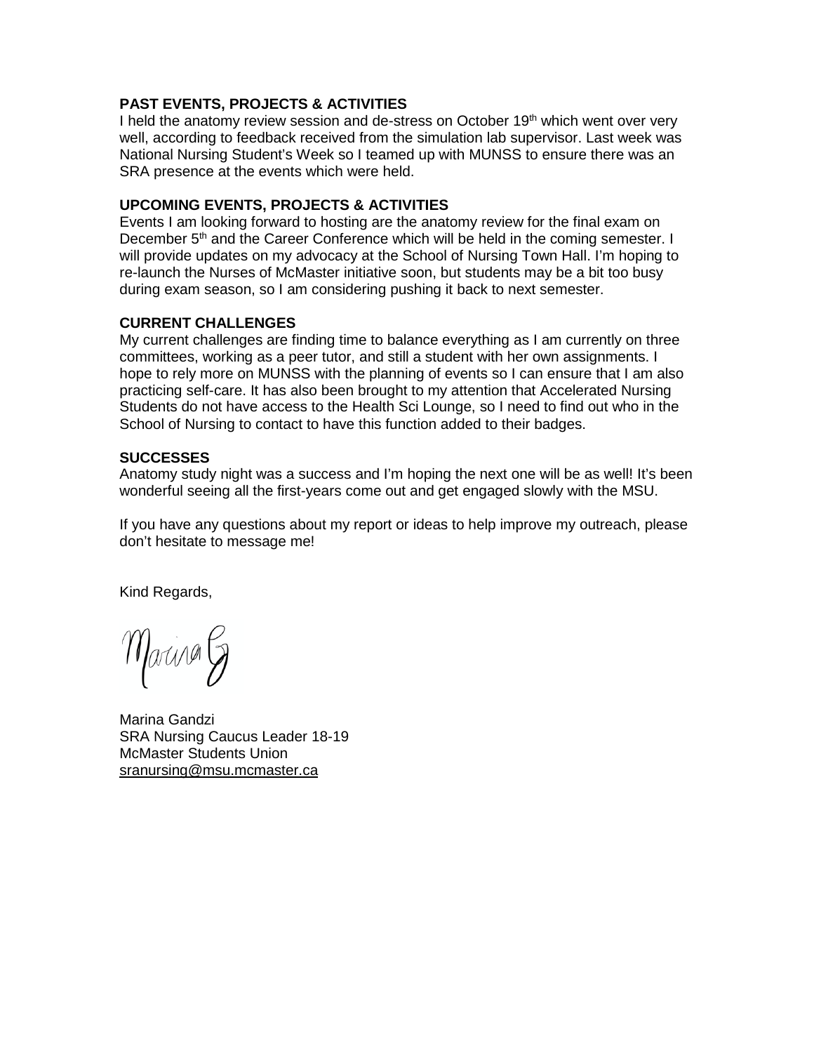**PAST EVENTS, PROJECTS & ACTIVITIES**

I held the anatomy review session and de-stress on October 19th which went over very well, according to feedback received from the simulation lab supervisor. Last week was National Nursing Student's Week so I teamed up with MUNSS to ensure there was an SRA presence at the events which were held.

**UPCOMING EVENTS, PROJECTS & ACTIVITIES**

Events I am looking forward to hosting are the anatomy review for the final exam on December 5th and the Career Conference which will be held in the coming semester. I will provide updates on my advocacy at the School of Nursing Town Hall. I'm hoping to re-launch the Nurses of McMaster initiative soon, but students may be a bit too busy during exam season, so I am considering pushing it back to next semester.

**CURRENT CHALLENGES**

My current challenges are finding time to balance everything as I am currently on three committees, working as a peer tutor, and still a student with her own assignments. I hope to rely more on MUNSS with the planning of events so I can ensure that I am also practicing self-care. It has also been brought to my attention that Accelerated Nursing Students do not have access to the Health Sci Lounge, so I need to find out who in the School of Nursing to contact to have this function added to their badges.

**SUCCESSES**

Anatomy study night was a success and I'm hoping the next one will be as well! It's been wonderful seeing all the first-years come out and get engaged slowly with the MSU.

If you have any questions about my report or ideas to help improve my outreach, please don't hesitate to message me!

Kind Regards,

Marina G

Marina Gandzi
SRA Nursing Caucus Leader 18-19
McMaster Students Union
sranursing@msu.mcmaster.ca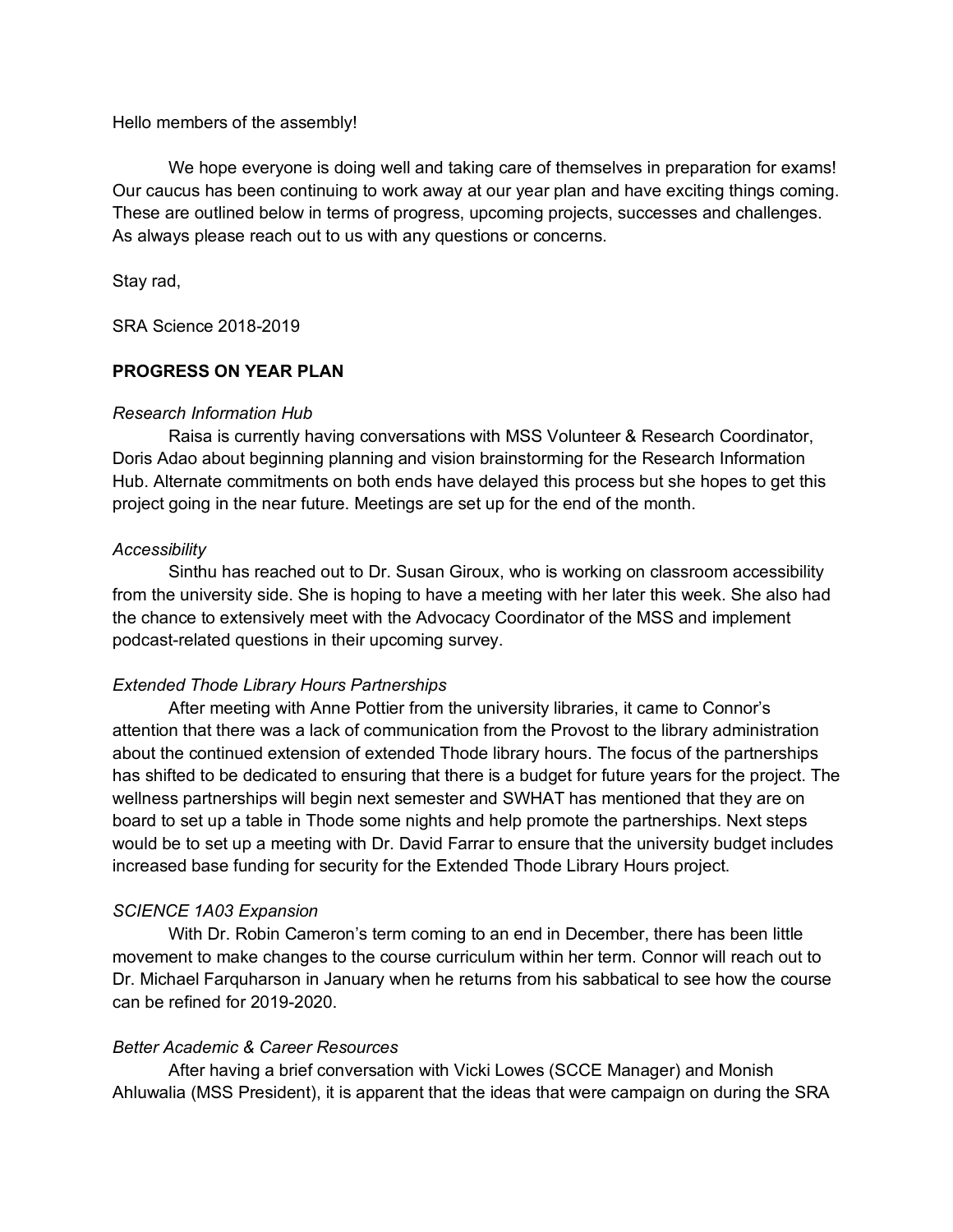Hello members of the assembly!

We hope everyone is doing well and taking care of themselves in preparation for exams! Our caucus has been continuing to work away at our year plan and have exciting things coming. These are outlined below in terms of progress, upcoming projects, successes and challenges. As always please reach out to us with any questions or concerns.

Stay rad,

SRA Science 2018-2019

**PROGRESS ON YEAR PLAN**

*Research Information Hub*

Raisa is currently having conversations with MSS Volunteer & Research Coordinator, Doris Adao about beginning planning and vision brainstorming for the Research Information Hub. Alternate commitments on both ends have delayed this process but she hopes to get this project going in the near future. Meetings are set up for the end of the month.

*Accessibility*

Sinthu has reached out to Dr. Susan Giroux, who is working on classroom accessibility from the university side. She is hoping to have a meeting with her later this week. She also had the chance to extensively meet with the Advocacy Coordinator of the MSS and implement podcast-related questions in their upcoming survey.

*Extended Thode Library Hours Partnerships*

After meeting with Anne Pottier from the university libraries, it came to Connor's attention that there was a lack of communication from the Provost to the library administration about the continued extension of extended Thode library hours. The focus of the partnerships has shifted to be dedicated to ensuring that there is a budget for future years for the project. The wellness partnerships will begin next semester and SWHAT has mentioned that they are on board to set up a table in Thode some nights and help promote the partnerships. Next steps would be to set up a meeting with Dr. David Farrar to ensure that the university budget includes increased base funding for security for the Extended Thode Library Hours project.

*SCIENCE 1A03 Expansion*

With Dr. Robin Cameron's term coming to an end in December, there has been little movement to make changes to the course curriculum within her term. Connor will reach out to Dr. Michael Farquharson in January when he returns from his sabbatical to see how the course can be refined for 2019-2020.

*Better Academic & Career Resources*

After having a brief conversation with Vicki Lowes (SCCE Manager) and Monish Ahluwalia (MSS President), it is apparent that the ideas that were campaign on during the SRA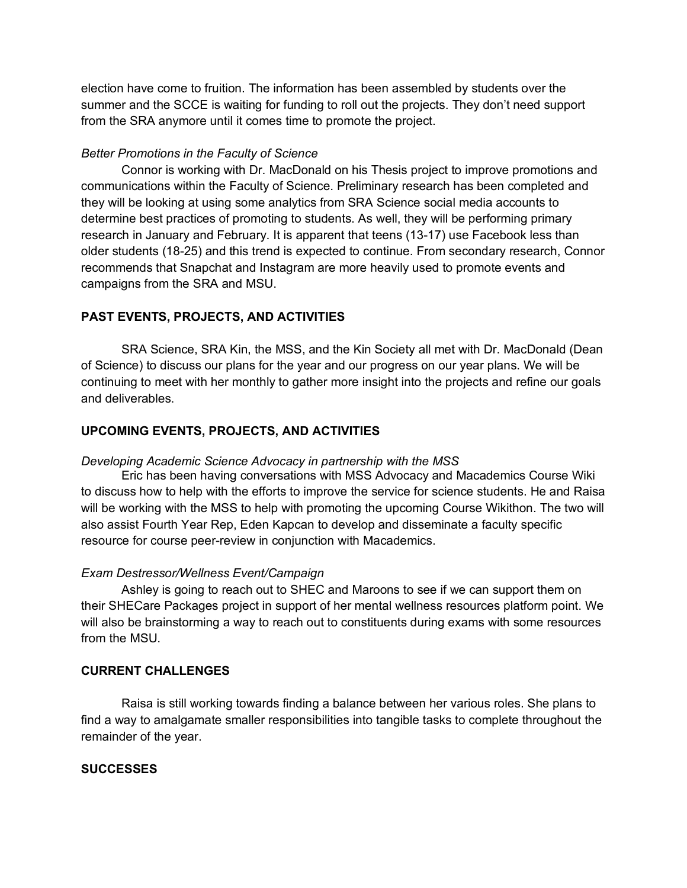election have come to fruition. The information has been assembled by students over the summer and the SCCE is waiting for funding to roll out the projects. They don't need support from the SRA anymore until it comes time to promote the project.

*Better Promotions in the Faculty of Science*

Connor is working with Dr. MacDonald on his Thesis project to improve promotions and communications within the Faculty of Science. Preliminary research has been completed and they will be looking at using some analytics from SRA Science social media accounts to determine best practices of promoting to students. As well, they will be performing primary research in January and February. It is apparent that teens (13-17) use Facebook less than older students (18-25) and this trend is expected to continue. From secondary research, Connor recommends that Snapchat and Instagram are more heavily used to promote events and campaigns from the SRA and MSU.

**PAST EVENTS, PROJECTS, AND ACTIVITIES**

SRA Science, SRA Kin, the MSS, and the Kin Society all met with Dr. MacDonald (Dean of Science) to discuss our plans for the year and our progress on our year plans. We will be continuing to meet with her monthly to gather more insight into the projects and refine our goals and deliverables.

**UPCOMING EVENTS, PROJECTS, AND ACTIVITIES**

*Developing Academic Science Advocacy in partnership with the MSS*

Eric has been having conversations with MSS Advocacy and Macademics Course Wiki to discuss how to help with the efforts to improve the service for science students. He and Raisa will be working with the MSS to help with promoting the upcoming Course Wikithon. The two will also assist Fourth Year Rep, Eden Kapcan to develop and disseminate a faculty specific resource for course peer-review in conjunction with Macademics.

*Exam Destressor/Wellness Event/Campaign*

Ashley is going to reach out to SHEC and Maroons to see if we can support them on their SHECare Packages project in support of her mental wellness resources platform point. We will also be brainstorming a way to reach out to constituents during exams with some resources from the MSU.

**CURRENT CHALLENGES**

Raisa is still working towards finding a balance between her various roles. She plans to find a way to amalgamate smaller responsibilities into tangible tasks to complete throughout the remainder of the year.

**SUCCESSES**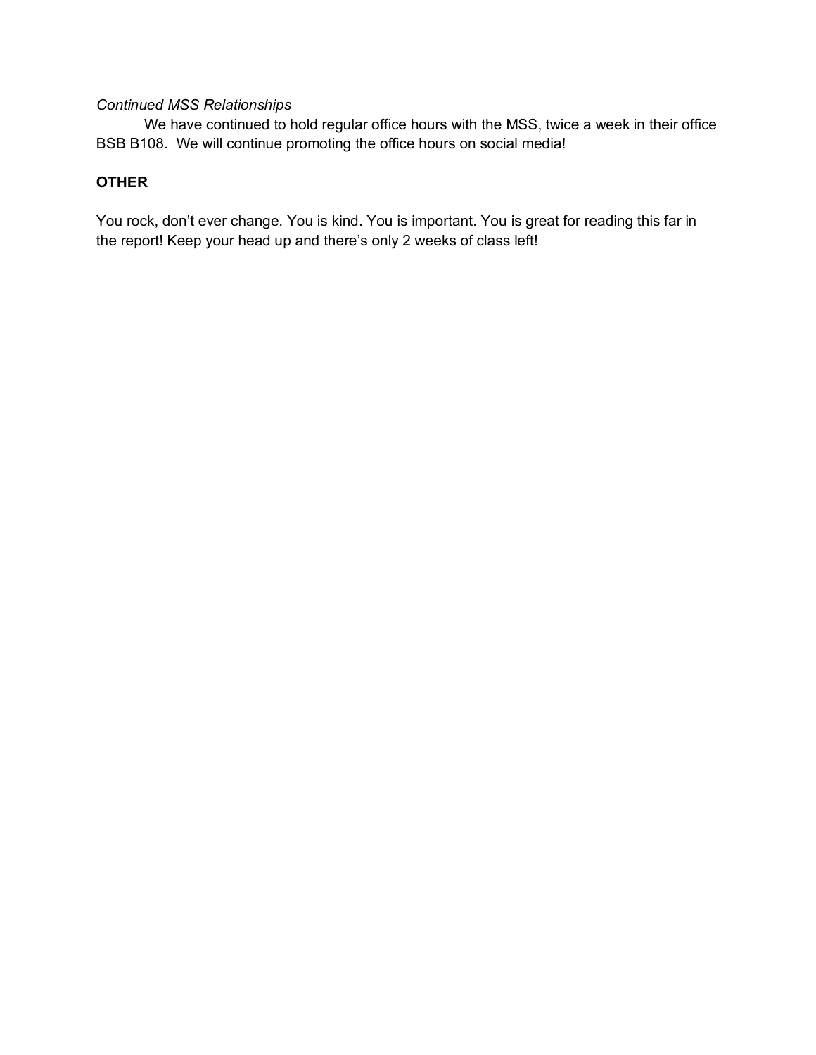*Continued MSS Relationships*

We have continued to hold regular office hours with the MSS, twice a week in their office BSB B108. We will continue promoting the office hours on social media!

**OTHER**

You rock, don't ever change. You is kind. You is important. You is great for reading this far in the report! Keep your head up and there's only 2 weeks of class left!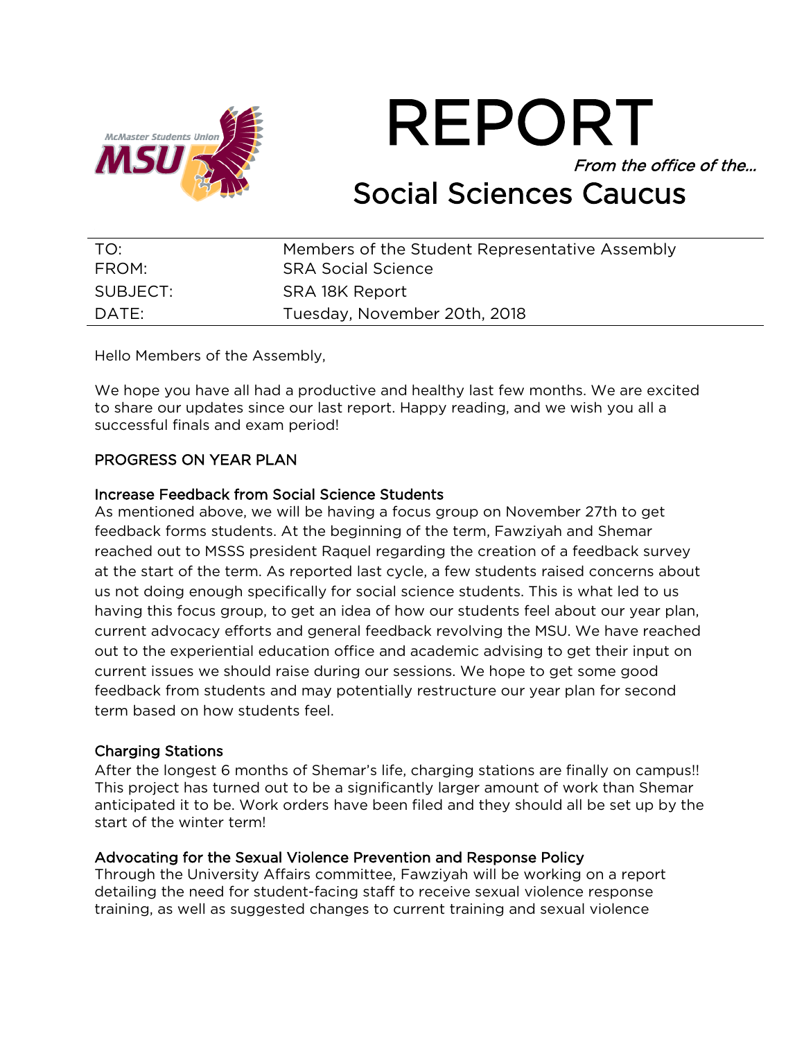# REPORT

*From the office of the…*

## Social Sciences Caucus

| | |
|---|---|
| TO: | Members of the Student Representative Assembly |
| FROM: | SRA Social Science |
| SUBJECT: | SRA 18K Report |
| DATE: | Tuesday, November 20th, 2018 |

Hello Members of the Assembly,

We hope you have all had a productive and healthy last few months. We are excited to share our updates since our last report. Happy reading, and we wish you all a successful finals and exam period!

### PROGRESS ON YEAR PLAN

#### Increase Feedback from Social Science Students

As mentioned above, we will be having a focus group on November 27th to get feedback forms students. At the beginning of the term, Fawziyah and Shemar reached out to MSSS president Raquel regarding the creation of a feedback survey at the start of the term. As reported last cycle, a few students raised concerns about us not doing enough specifically for social science students. This is what led to us having this focus group, to get an idea of how our students feel about our year plan, current advocacy efforts and general feedback revolving the MSU. We have reached out to the experiential education office and academic advising to get their input on current issues we should raise during our sessions. We hope to get some good feedback from students and may potentially restructure our year plan for second term based on how students feel.

#### Charging Stations

After the longest 6 months of Shemar's life, charging stations are finally on campus!! This project has turned out to be a significantly larger amount of work than Shemar anticipated it to be. Work orders have been filed and they should all be set up by the start of the winter term!

#### Advocating for the Sexual Violence Prevention and Response Policy

Through the University Affairs committee, Fawziyah will be working on a report detailing the need for student-facing staff to receive sexual violence response training, as well as suggested changes to current training and sexual violence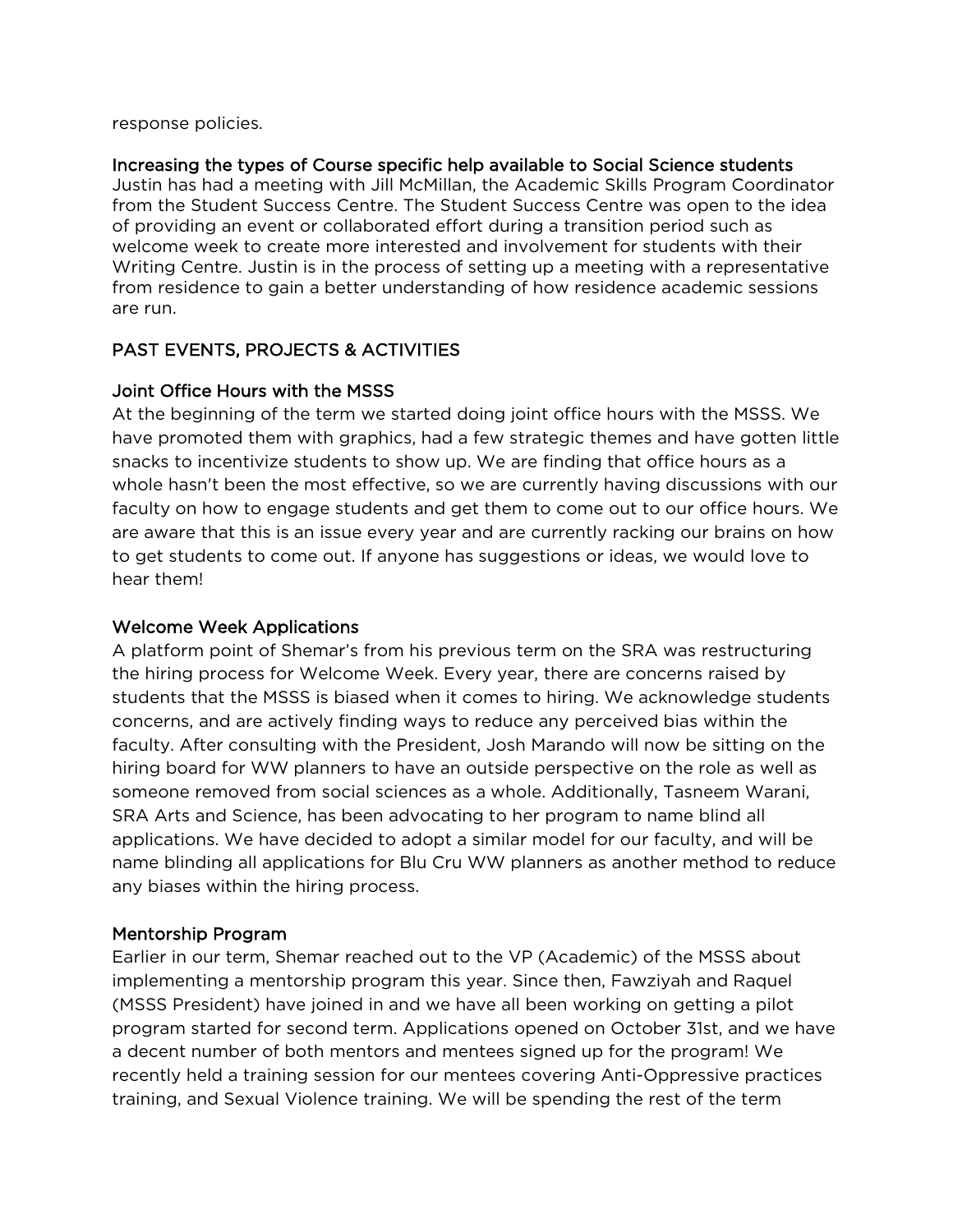response policies.

### Increasing the types of Course specific help available to Social Science students

Justin has had a meeting with Jill McMillan, the Academic Skills Program Coordinator from the Student Success Centre. The Student Success Centre was open to the idea of providing an event or collaborated effort during a transition period such as welcome week to create more interested and involvement for students with their Writing Centre. Justin is in the process of setting up a meeting with a representative from residence to gain a better understanding of how residence academic sessions are run.

## PAST EVENTS, PROJECTS & ACTIVITIES

### Joint Office Hours with the MSSS

At the beginning of the term we started doing joint office hours with the MSSS. We have promoted them with graphics, had a few strategic themes and have gotten little snacks to incentivize students to show up. We are finding that office hours as a whole hasn't been the most effective, so we are currently having discussions with our faculty on how to engage students and get them to come out to our office hours. We are aware that this is an issue every year and are currently racking our brains on how to get students to come out. If anyone has suggestions or ideas, we would love to hear them!

### Welcome Week Applications

A platform point of Shemar's from his previous term on the SRA was restructuring the hiring process for Welcome Week. Every year, there are concerns raised by students that the MSSS is biased when it comes to hiring. We acknowledge students concerns, and are actively finding ways to reduce any perceived bias within the faculty. After consulting with the President, Josh Marando will now be sitting on the hiring board for WW planners to have an outside perspective on the role as well as someone removed from social sciences as a whole. Additionally, Tasneem Warani, SRA Arts and Science, has been advocating to her program to name blind all applications. We have decided to adopt a similar model for our faculty, and will be name blinding all applications for Blu Cru WW planners as another method to reduce any biases within the hiring process.

### Mentorship Program

Earlier in our term, Shemar reached out to the VP (Academic) of the MSSS about implementing a mentorship program this year. Since then, Fawziyah and Raquel (MSSS President) have joined in and we have all been working on getting a pilot program started for second term. Applications opened on October 31st, and we have a decent number of both mentors and mentees signed up for the program! We recently held a training session for our mentees covering Anti-Oppressive practices training, and Sexual Violence training. We will be spending the rest of the term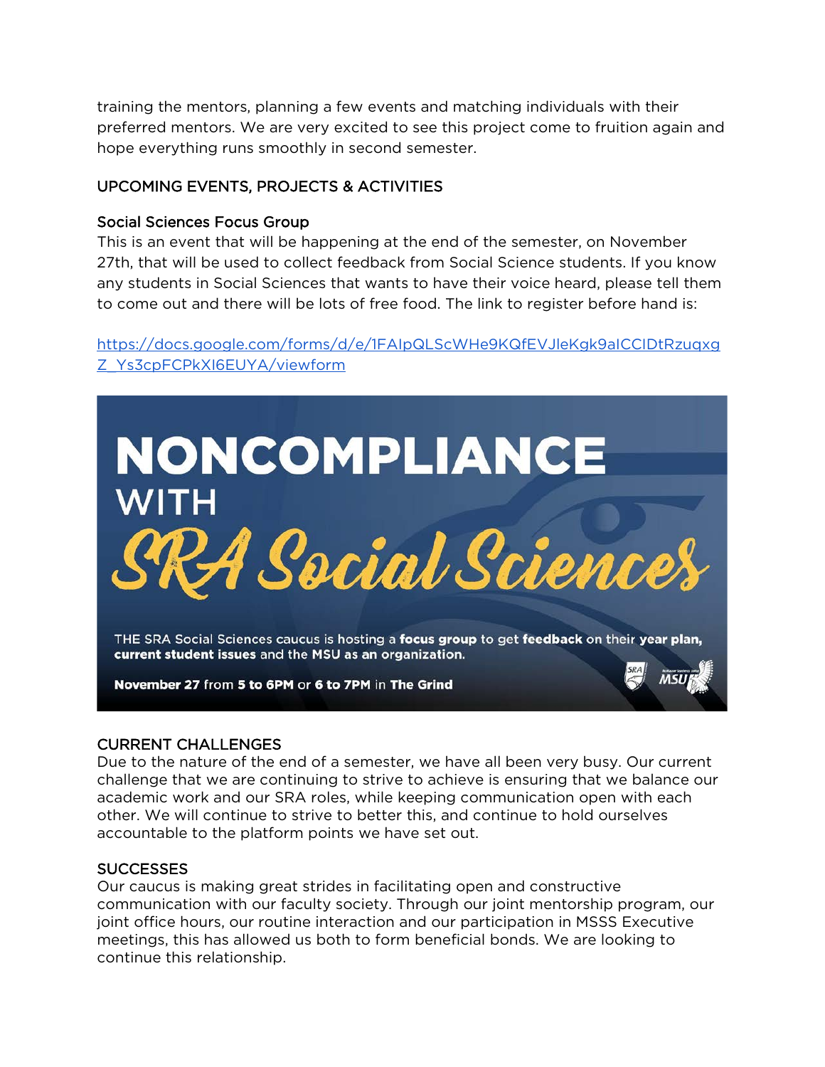training the mentors, planning a few events and matching individuals with their preferred mentors. We are very excited to see this project come to fruition again and hope everything runs smoothly in second semester.

## UPCOMING EVENTS, PROJECTS & ACTIVITIES

### Social Sciences Focus Group

This is an event that will be happening at the end of the semester, on November 27th, that will be used to collect feedback from Social Science students. If you know any students in Social Sciences that wants to have their voice heard, please tell them to come out and there will be lots of free food. The link to register before hand is:

https://docs.google.com/forms/d/e/1FAIpQLScWHe9KQfEVJleKgk9aICClDtRzuqxgZ_Ys3cpFCPkXI6EUYA/viewform

**NONCOMPLIANCE WITH SRA Social Sciences**

THE SRA Social Sciences caucus is hosting a **focus group** to get **feedback** on their **year plan, current student issues** and the MSU as an organization.

**November 27** from **5 to 6PM** or **6 to 7PM** in **The Grind**

## CURRENT CHALLENGES

Due to the nature of the end of a semester, we have all been very busy. Our current challenge that we are continuing to strive to achieve is ensuring that we balance our academic work and our SRA roles, while keeping communication open with each other. We will continue to strive to better this, and continue to hold ourselves accountable to the platform points we have set out.

## SUCCESSES

Our caucus is making great strides in facilitating open and constructive communication with our faculty society. Through our joint mentorship program, our joint office hours, our routine interaction and our participation in MSSS Executive meetings, this has allowed us both to form beneficial bonds. We are looking to continue this relationship.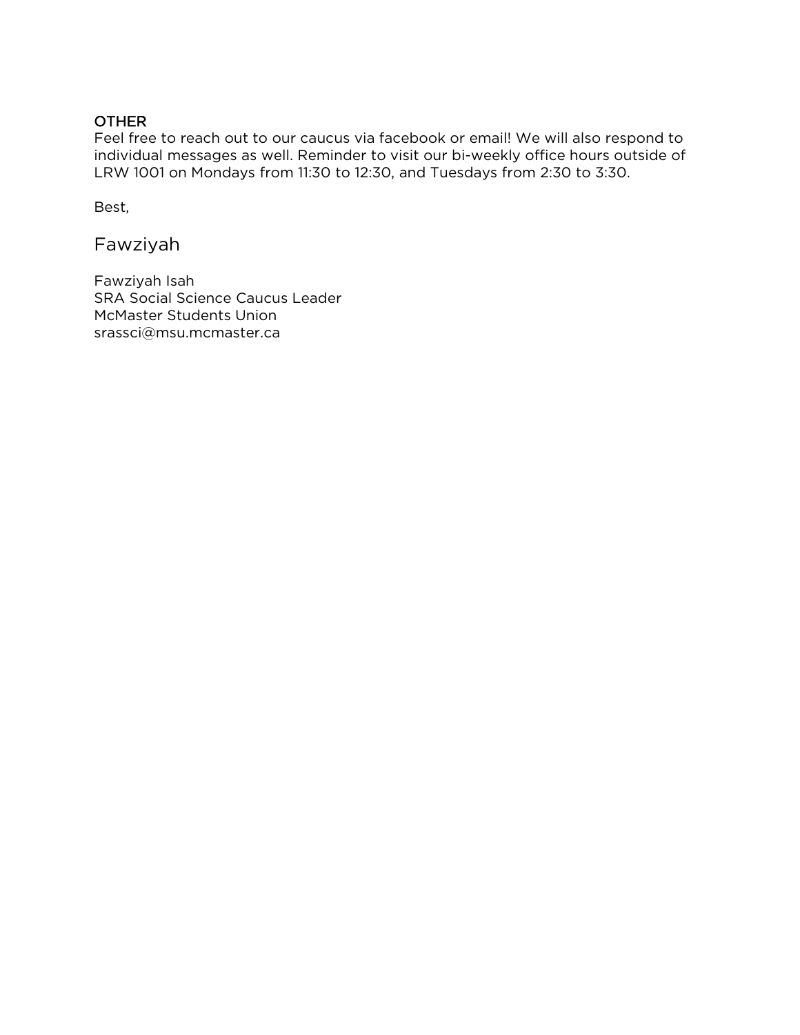## OTHER

Feel free to reach out to our caucus via facebook or email! We will also respond to individual messages as well. Reminder to visit our bi-weekly office hours outside of LRW 1001 on Mondays from 11:30 to 12:30, and Tuesdays from 2:30 to 3:30.

Best,

Fawziyah

Fawziyah Isah
SRA Social Science Caucus Leader
McMaster Students Union
srassci@msu.mcmaster.ca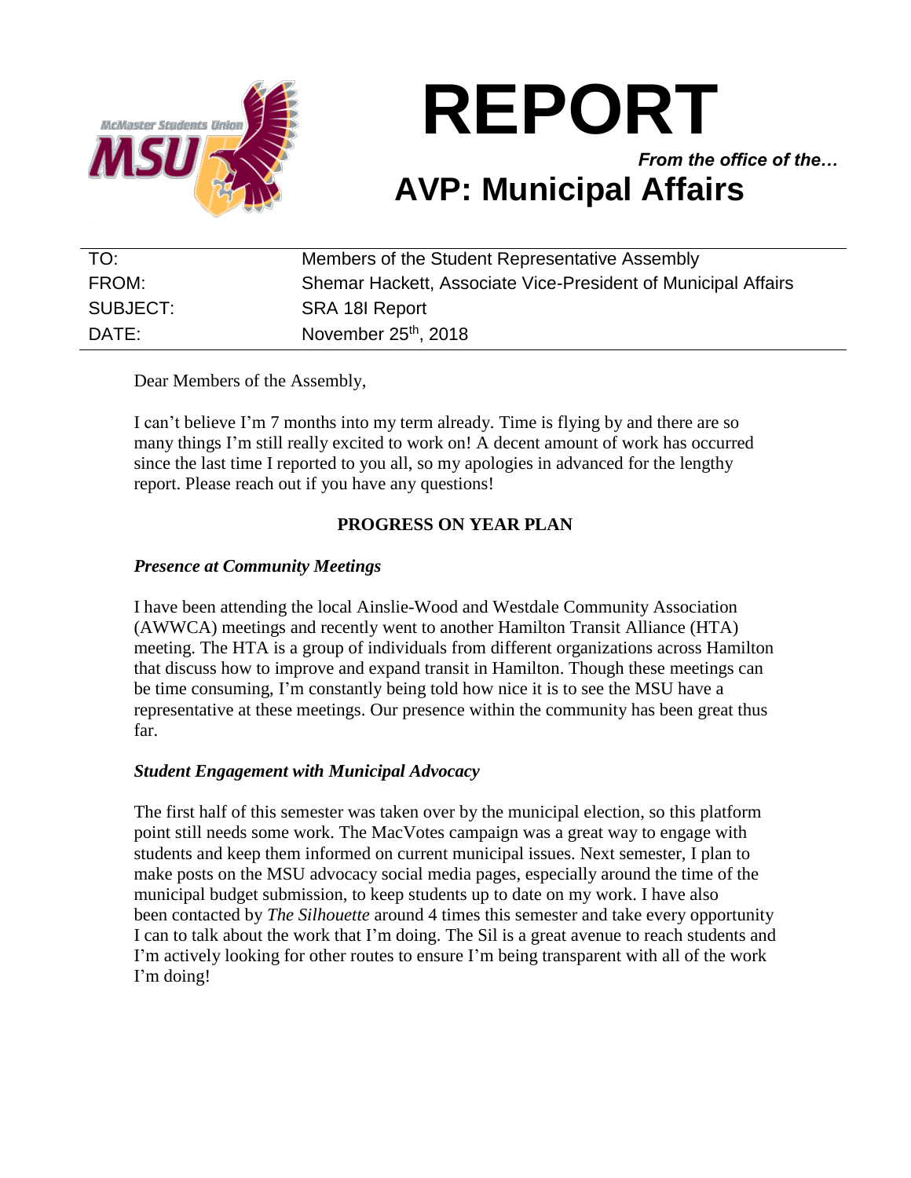# REPORT

*From the office of the…*

## AVP: Municipal Affairs

| | |
|---|---|
| TO: | Members of the Student Representative Assembly |
| FROM: | Shemar Hackett, Associate Vice-President of Municipal Affairs |
| SUBJECT: | SRA 18I Report |
| DATE: | November 25th, 2018 |

Dear Members of the Assembly,

I can't believe I'm 7 months into my term already. Time is flying by and there are so many things I'm still really excited to work on! A decent amount of work has occurred since the last time I reported to you all, so my apologies in advanced for the lengthy report. Please reach out if you have any questions!

**PROGRESS ON YEAR PLAN**

***Presence at Community Meetings***

I have been attending the local Ainslie-Wood and Westdale Community Association (AWWCA) meetings and recently went to another Hamilton Transit Alliance (HTA) meeting. The HTA is a group of individuals from different organizations across Hamilton that discuss how to improve and expand transit in Hamilton. Though these meetings can be time consuming, I'm constantly being told how nice it is to see the MSU have a representative at these meetings. Our presence within the community has been great thus far.

***Student Engagement with Municipal Advocacy***

The first half of this semester was taken over by the municipal election, so this platform point still needs some work. The MacVotes campaign was a great way to engage with students and keep them informed on current municipal issues. Next semester, I plan to make posts on the MSU advocacy social media pages, especially around the time of the municipal budget submission, to keep students up to date on my work. I have also been contacted by *The Silhouette* around 4 times this semester and take every opportunity I can to talk about the work that I'm doing. The Sil is a great avenue to reach students and I'm actively looking for other routes to ensure I'm being transparent with all of the work I'm doing!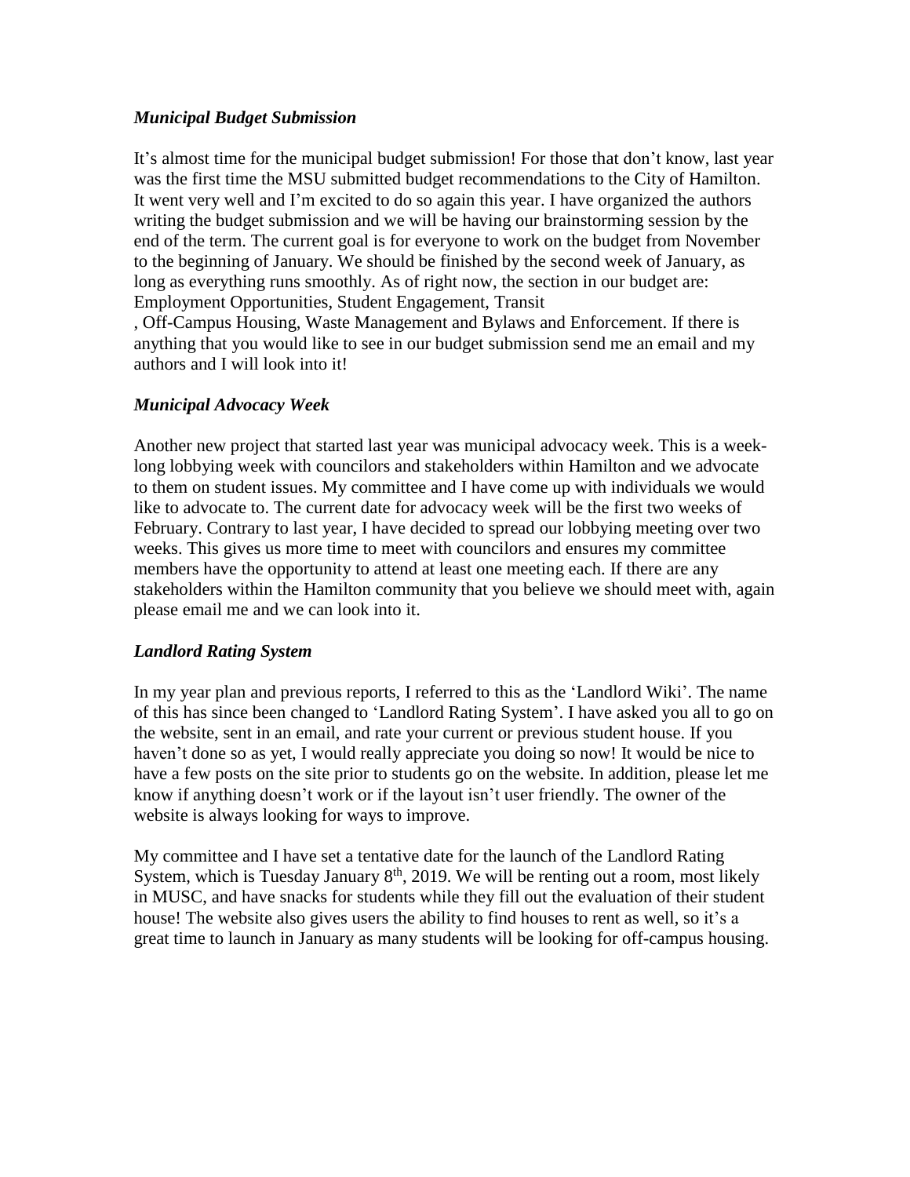### *Municipal Budget Submission*

It's almost time for the municipal budget submission! For those that don't know, last year was the first time the MSU submitted budget recommendations to the City of Hamilton. It went very well and I'm excited to do so again this year. I have organized the authors writing the budget submission and we will be having our brainstorming session by the end of the term. The current goal is for everyone to work on the budget from November to the beginning of January. We should be finished by the second week of January, as long as everything runs smoothly. As of right now, the section in our budget are: Employment Opportunities, Student Engagement, Transit , Off-Campus Housing, Waste Management and Bylaws and Enforcement. If there is anything that you would like to see in our budget submission send me an email and my authors and I will look into it!

### *Municipal Advocacy Week*

Another new project that started last year was municipal advocacy week. This is a week-long lobbying week with councilors and stakeholders within Hamilton and we advocate to them on student issues. My committee and I have come up with individuals we would like to advocate to. The current date for advocacy week will be the first two weeks of February. Contrary to last year, I have decided to spread our lobbying meeting over two weeks. This gives us more time to meet with councilors and ensures my committee members have the opportunity to attend at least one meeting each. If there are any stakeholders within the Hamilton community that you believe we should meet with, again please email me and we can look into it.

### *Landlord Rating System*

In my year plan and previous reports, I referred to this as the 'Landlord Wiki'. The name of this has since been changed to 'Landlord Rating System'. I have asked you all to go on the website, sent in an email, and rate your current or previous student house. If you haven't done so as yet, I would really appreciate you doing so now! It would be nice to have a few posts on the site prior to students go on the website. In addition, please let me know if anything doesn't work or if the layout isn't user friendly. The owner of the website is always looking for ways to improve.

My committee and I have set a tentative date for the launch of the Landlord Rating System, which is Tuesday January 8th, 2019. We will be renting out a room, most likely in MUSC, and have snacks for students while they fill out the evaluation of their student house! The website also gives users the ability to find houses to rent as well, so it's a great time to launch in January as many students will be looking for off-campus housing.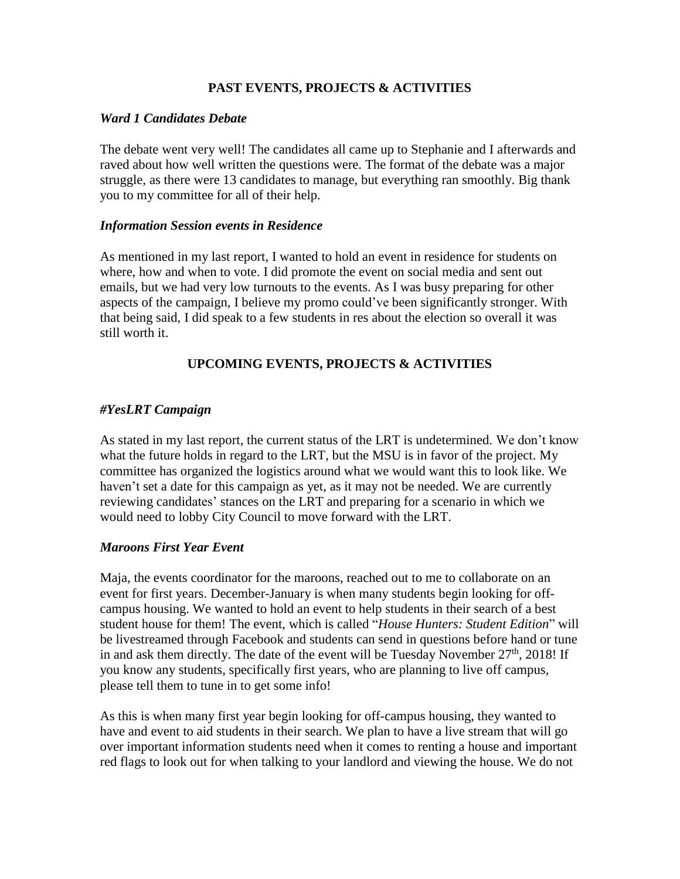## PAST EVENTS, PROJECTS & ACTIVITIES

### *Ward 1 Candidates Debate*

The debate went very well! The candidates all came up to Stephanie and I afterwards and raved about how well written the questions were. The format of the debate was a major struggle, as there were 13 candidates to manage, but everything ran smoothly. Big thank you to my committee for all of their help.

### *Information Session events in Residence*

As mentioned in my last report, I wanted to hold an event in residence for students on where, how and when to vote. I did promote the event on social media and sent out emails, but we had very low turnouts to the events. As I was busy preparing for other aspects of the campaign, I believe my promo could've been significantly stronger. With that being said, I did speak to a few students in res about the election so overall it was still worth it.

## UPCOMING EVENTS, PROJECTS & ACTIVITIES

### *#YesLRT Campaign*

As stated in my last report, the current status of the LRT is undetermined. We don't know what the future holds in regard to the LRT, but the MSU is in favor of the project. My committee has organized the logistics around what we would want this to look like. We haven't set a date for this campaign as yet, as it may not be needed. We are currently reviewing candidates' stances on the LRT and preparing for a scenario in which we would need to lobby City Council to move forward with the LRT.

### *Maroons First Year Event*

Maja, the events coordinator for the maroons, reached out to me to collaborate on an event for first years. December-January is when many students begin looking for off-campus housing. We wanted to hold an event to help students in their search of a best student house for them! The event, which is called "*House Hunters: Student Edition*" will be livestreamed through Facebook and students can send in questions before hand or tune in and ask them directly. The date of the event will be Tuesday November 27th, 2018! If you know any students, specifically first years, who are planning to live off campus, please tell them to tune in to get some info!

As this is when many first year begin looking for off-campus housing, they wanted to have and event to aid students in their search. We plan to have a live stream that will go over important information students need when it comes to renting a house and important red flags to look out for when talking to your landlord and viewing the house. We do not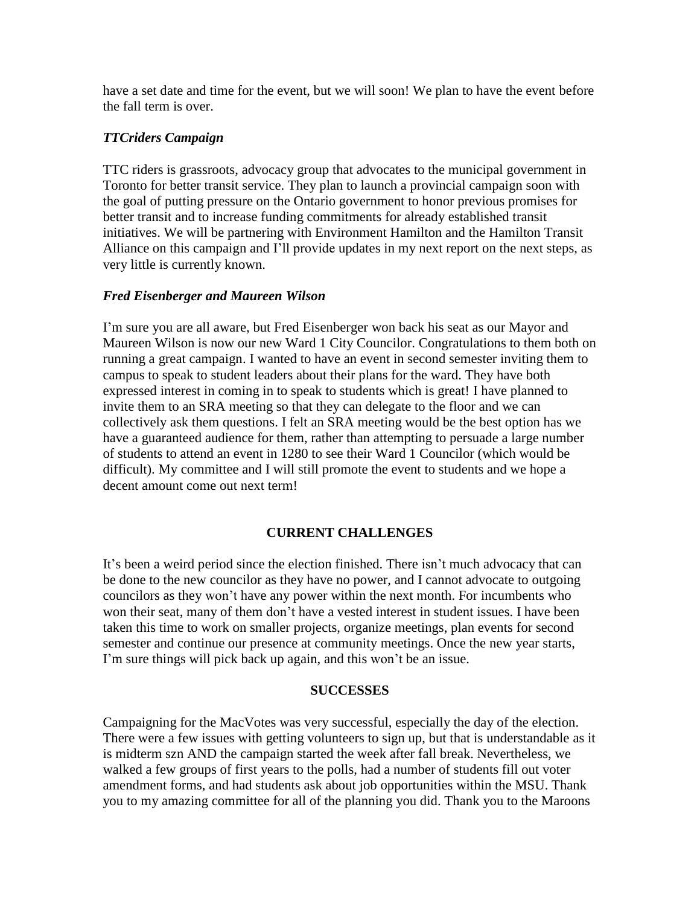have a set date and time for the event, but we will soon! We plan to have the event before the fall term is over.

### *TTCriders Campaign*

TTC riders is grassroots, advocacy group that advocates to the municipal government in Toronto for better transit service. They plan to launch a provincial campaign soon with the goal of putting pressure on the Ontario government to honor previous promises for better transit and to increase funding commitments for already established transit initiatives. We will be partnering with Environment Hamilton and the Hamilton Transit Alliance on this campaign and I'll provide updates in my next report on the next steps, as very little is currently known.

### *Fred Eisenberger and Maureen Wilson*

I'm sure you are all aware, but Fred Eisenberger won back his seat as our Mayor and Maureen Wilson is now our new Ward 1 City Councilor. Congratulations to them both on running a great campaign. I wanted to have an event in second semester inviting them to campus to speak to student leaders about their plans for the ward. They have both expressed interest in coming in to speak to students which is great! I have planned to invite them to an SRA meeting so that they can delegate to the floor and we can collectively ask them questions. I felt an SRA meeting would be the best option has we have a guaranteed audience for them, rather than attempting to persuade a large number of students to attend an event in 1280 to see their Ward 1 Councilor (which would be difficult). My committee and I will still promote the event to students and we hope a decent amount come out next term!

## CURRENT CHALLENGES

It's been a weird period since the election finished. There isn't much advocacy that can be done to the new councilor as they have no power, and I cannot advocate to outgoing councilors as they won't have any power within the next month. For incumbents who won their seat, many of them don't have a vested interest in student issues. I have been taken this time to work on smaller projects, organize meetings, plan events for second semester and continue our presence at community meetings. Once the new year starts, I'm sure things will pick back up again, and this won't be an issue.

## SUCCESSES

Campaigning for the MacVotes was very successful, especially the day of the election. There were a few issues with getting volunteers to sign up, but that is understandable as it is midterm szn AND the campaign started the week after fall break. Nevertheless, we walked a few groups of first years to the polls, had a number of students fill out voter amendment forms, and had students ask about job opportunities within the MSU. Thank you to my amazing committee for all of the planning you did. Thank you to the Maroons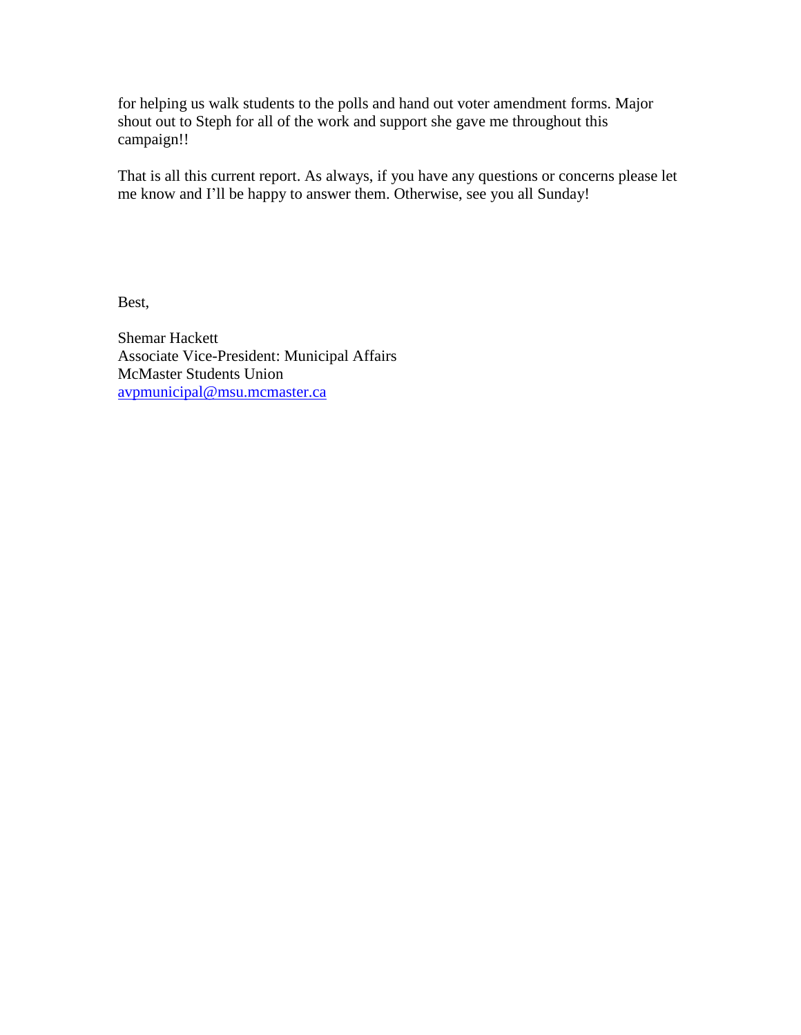for helping us walk students to the polls and hand out voter amendment forms. Major shout out to Steph for all of the work and support she gave me throughout this campaign!!

That is all this current report. As always, if you have any questions or concerns please let me know and I'll be happy to answer them. Otherwise, see you all Sunday!

Best,

Shemar Hackett
Associate Vice-President: Municipal Affairs
McMaster Students Union
avpmunicipal@msu.mcmaster.ca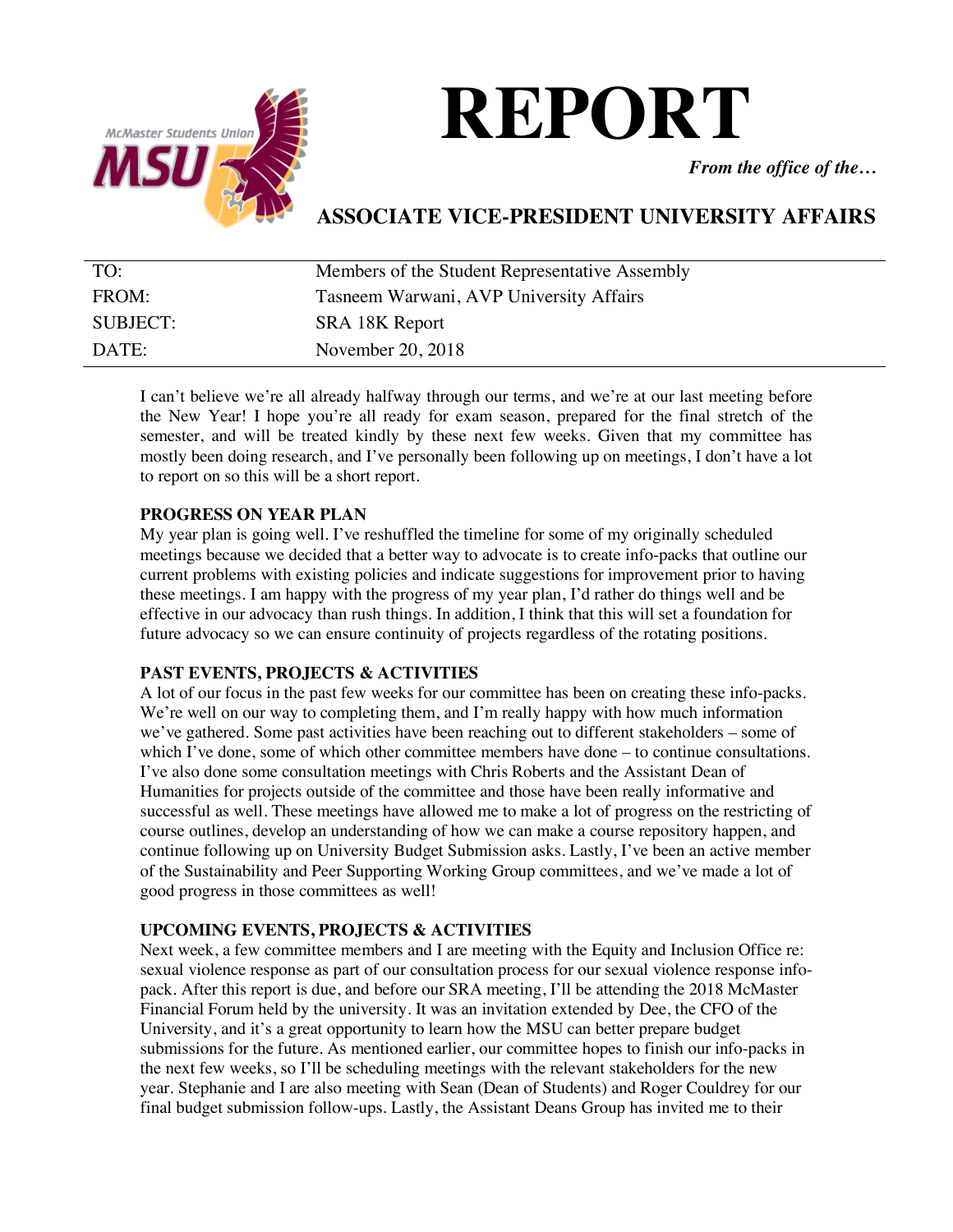# REPORT

*From the office of the…*

## ASSOCIATE VICE-PRESIDENT UNIVERSITY AFFAIRS

| | |
|---|---|
| TO: | Members of the Student Representative Assembly |
| FROM: | Tasneem Warwani, AVP University Affairs |
| SUBJECT: | SRA 18K Report |
| DATE: | November 20, 2018 |

I can't believe we're all already halfway through our terms, and we're at our last meeting before the New Year! I hope you're all ready for exam season, prepared for the final stretch of the semester, and will be treated kindly by these next few weeks. Given that my committee has mostly been doing research, and I've personally been following up on meetings, I don't have a lot to report on so this will be a short report.

**PROGRESS ON YEAR PLAN**

My year plan is going well. I've reshuffled the timeline for some of my originally scheduled meetings because we decided that a better way to advocate is to create info-packs that outline our current problems with existing policies and indicate suggestions for improvement prior to having these meetings. I am happy with the progress of my year plan, I'd rather do things well and be effective in our advocacy than rush things. In addition, I think that this will set a foundation for future advocacy so we can ensure continuity of projects regardless of the rotating positions.

**PAST EVENTS, PROJECTS & ACTIVITIES**

A lot of our focus in the past few weeks for our committee has been on creating these info-packs. We're well on our way to completing them, and I'm really happy with how much information we've gathered. Some past activities have been reaching out to different stakeholders – some of which I've done, some of which other committee members have done – to continue consultations. I've also done some consultation meetings with Chris Roberts and the Assistant Dean of Humanities for projects outside of the committee and those have been really informative and successful as well. These meetings have allowed me to make a lot of progress on the restricting of course outlines, develop an understanding of how we can make a course repository happen, and continue following up on University Budget Submission asks. Lastly, I've been an active member of the Sustainability and Peer Supporting Working Group committees, and we've made a lot of good progress in those committees as well!

**UPCOMING EVENTS, PROJECTS & ACTIVITIES**

Next week, a few committee members and I are meeting with the Equity and Inclusion Office re: sexual violence response as part of our consultation process for our sexual violence response info-pack. After this report is due, and before our SRA meeting, I'll be attending the 2018 McMaster Financial Forum held by the university. It was an invitation extended by Dee, the CFO of the University, and it's a great opportunity to learn how the MSU can better prepare budget submissions for the future. As mentioned earlier, our committee hopes to finish our info-packs in the next few weeks, so I'll be scheduling meetings with the relevant stakeholders for the new year. Stephanie and I are also meeting with Sean (Dean of Students) and Roger Couldrey for our final budget submission follow-ups. Lastly, the Assistant Deans Group has invited me to their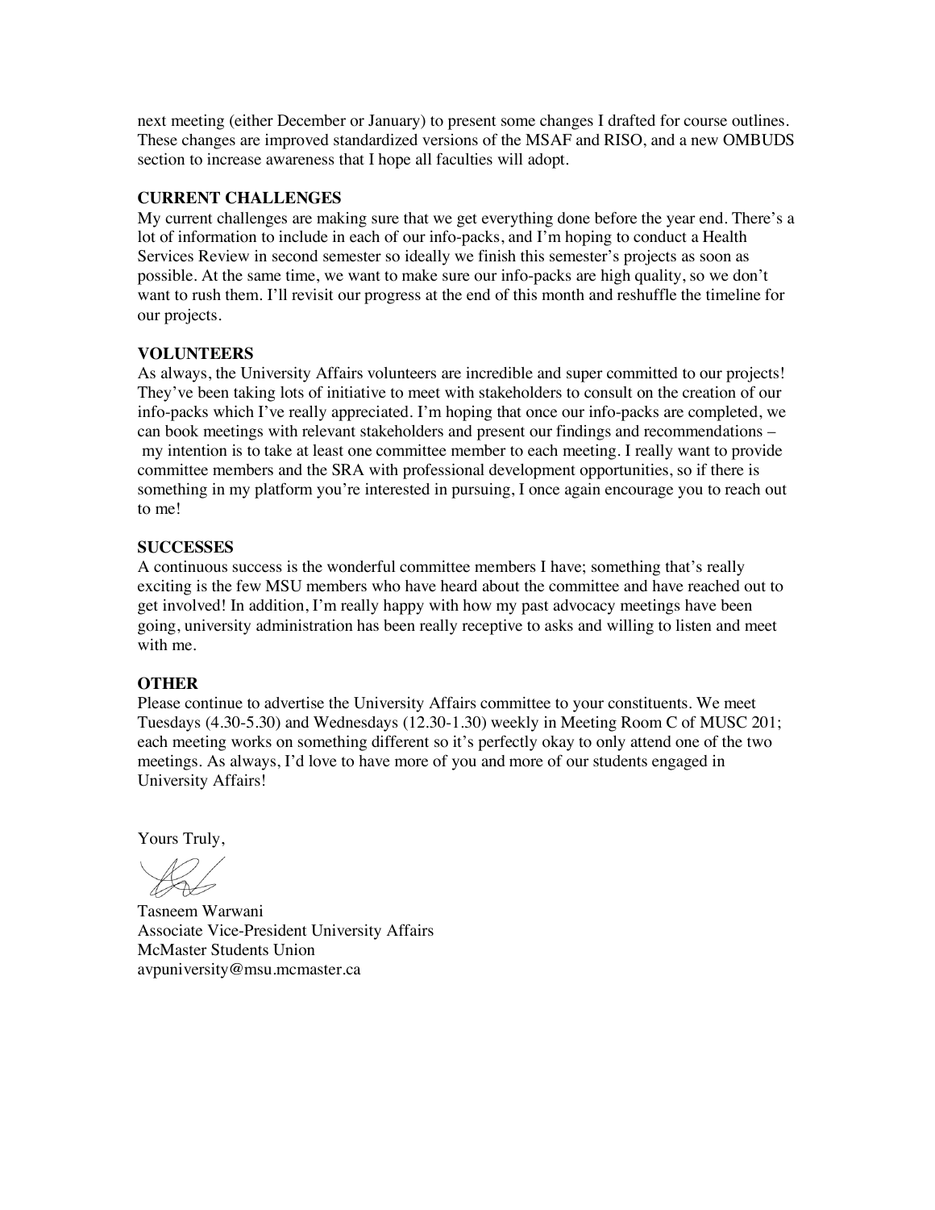next meeting (either December or January) to present some changes I drafted for course outlines. These changes are improved standardized versions of the MSAF and RISO, and a new OMBUDS section to increase awareness that I hope all faculties will adopt.

**CURRENT CHALLENGES**

My current challenges are making sure that we get everything done before the year end. There's a lot of information to include in each of our info-packs, and I'm hoping to conduct a Health Services Review in second semester so ideally we finish this semester's projects as soon as possible. At the same time, we want to make sure our info-packs are high quality, so we don't want to rush them. I'll revisit our progress at the end of this month and reshuffle the timeline for our projects.

**VOLUNTEERS**

As always, the University Affairs volunteers are incredible and super committed to our projects! They've been taking lots of initiative to meet with stakeholders to consult on the creation of our info-packs which I've really appreciated. I'm hoping that once our info-packs are completed, we can book meetings with relevant stakeholders and present our findings and recommendations – my intention is to take at least one committee member to each meeting. I really want to provide committee members and the SRA with professional development opportunities, so if there is something in my platform you're interested in pursuing, I once again encourage you to reach out to me!

**SUCCESSES**

A continuous success is the wonderful committee members I have; something that's really exciting is the few MSU members who have heard about the committee and have reached out to get involved! In addition, I'm really happy with how my past advocacy meetings have been going, university administration has been really receptive to asks and willing to listen and meet with me.

**OTHER**

Please continue to advertise the University Affairs committee to your constituents. We meet Tuesdays (4.30-5.30) and Wednesdays (12.30-1.30) weekly in Meeting Room C of MUSC 201; each meeting works on something different so it's perfectly okay to only attend one of the two meetings. As always, I'd love to have more of you and more of our students engaged in University Affairs!

Yours Truly,

Tasneem Warwani
Associate Vice-President University Affairs
McMaster Students Union
avpuniversity@msu.mcmaster.ca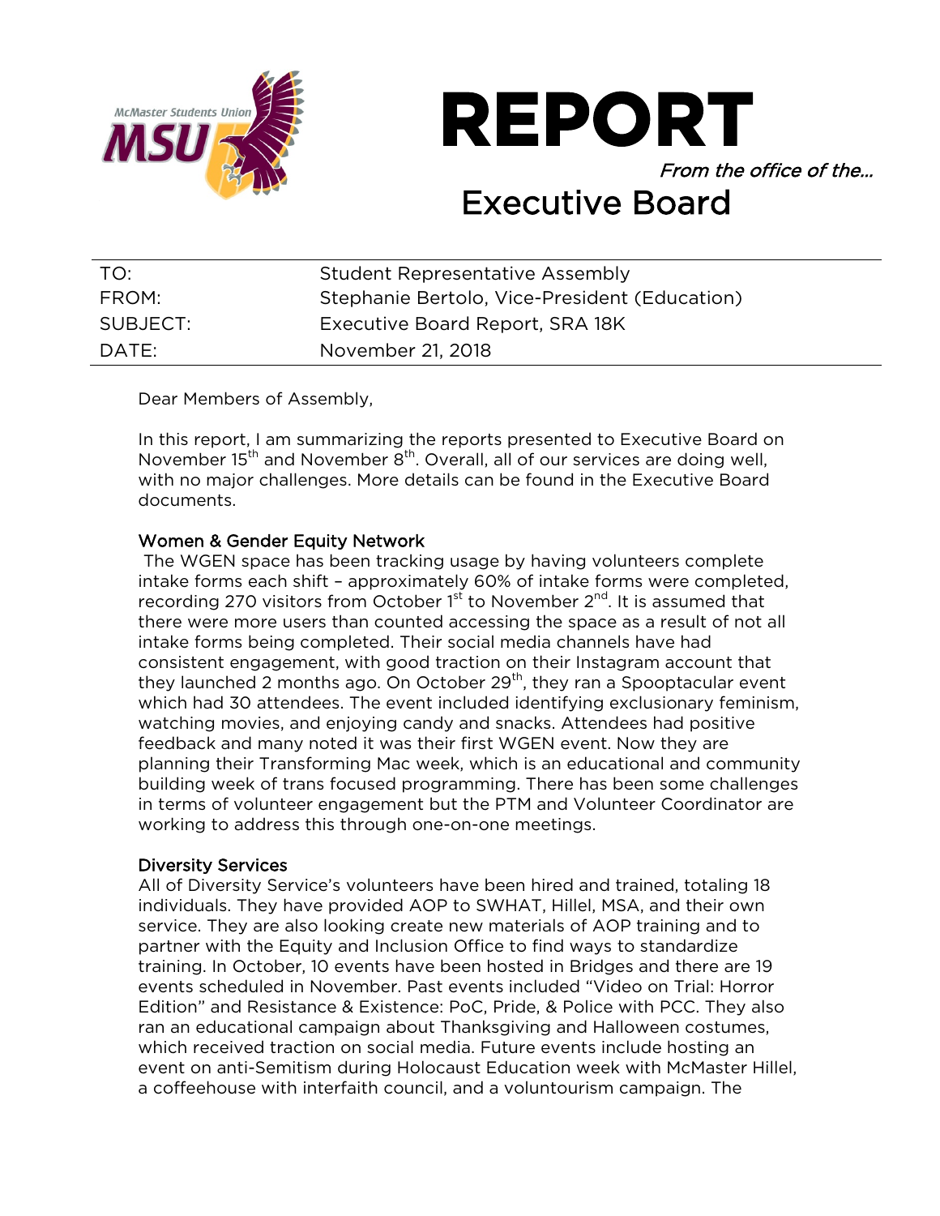# REPORT

*From the office of the…*

## Executive Board

| | |
|---|---|
| TO: | Student Representative Assembly |
| FROM: | Stephanie Bertolo, Vice-President (Education) |
| SUBJECT: | Executive Board Report, SRA 18K |
| DATE: | November 21, 2018 |

Dear Members of Assembly,

In this report, I am summarizing the reports presented to Executive Board on November 15th and November 8th. Overall, all of our services are doing well, with no major challenges. More details can be found in the Executive Board documents.

### Women & Gender Equity Network

The WGEN space has been tracking usage by having volunteers complete intake forms each shift – approximately 60% of intake forms were completed, recording 270 visitors from October 1st to November 2nd. It is assumed that there were more users than counted accessing the space as a result of not all intake forms being completed. Their social media channels have had consistent engagement, with good traction on their Instagram account that they launched 2 months ago. On October 29th, they ran a Spooptacular event which had 30 attendees. The event included identifying exclusionary feminism, watching movies, and enjoying candy and snacks. Attendees had positive feedback and many noted it was their first WGEN event. Now they are planning their Transforming Mac week, which is an educational and community building week of trans focused programming. There has been some challenges in terms of volunteer engagement but the PTM and Volunteer Coordinator are working to address this through one-on-one meetings.

### Diversity Services

All of Diversity Service's volunteers have been hired and trained, totaling 18 individuals. They have provided AOP to SWHAT, Hillel, MSA, and their own service. They are also looking create new materials of AOP training and to partner with the Equity and Inclusion Office to find ways to standardize training. In October, 10 events have been hosted in Bridges and there are 19 events scheduled in November. Past events included "Video on Trial: Horror Edition" and Resistance & Existence: PoC, Pride, & Police with PCC. They also ran an educational campaign about Thanksgiving and Halloween costumes, which received traction on social media. Future events include hosting an event on anti-Semitism during Holocaust Education week with McMaster Hillel, a coffeehouse with interfaith council, and a voluntourism campaign. The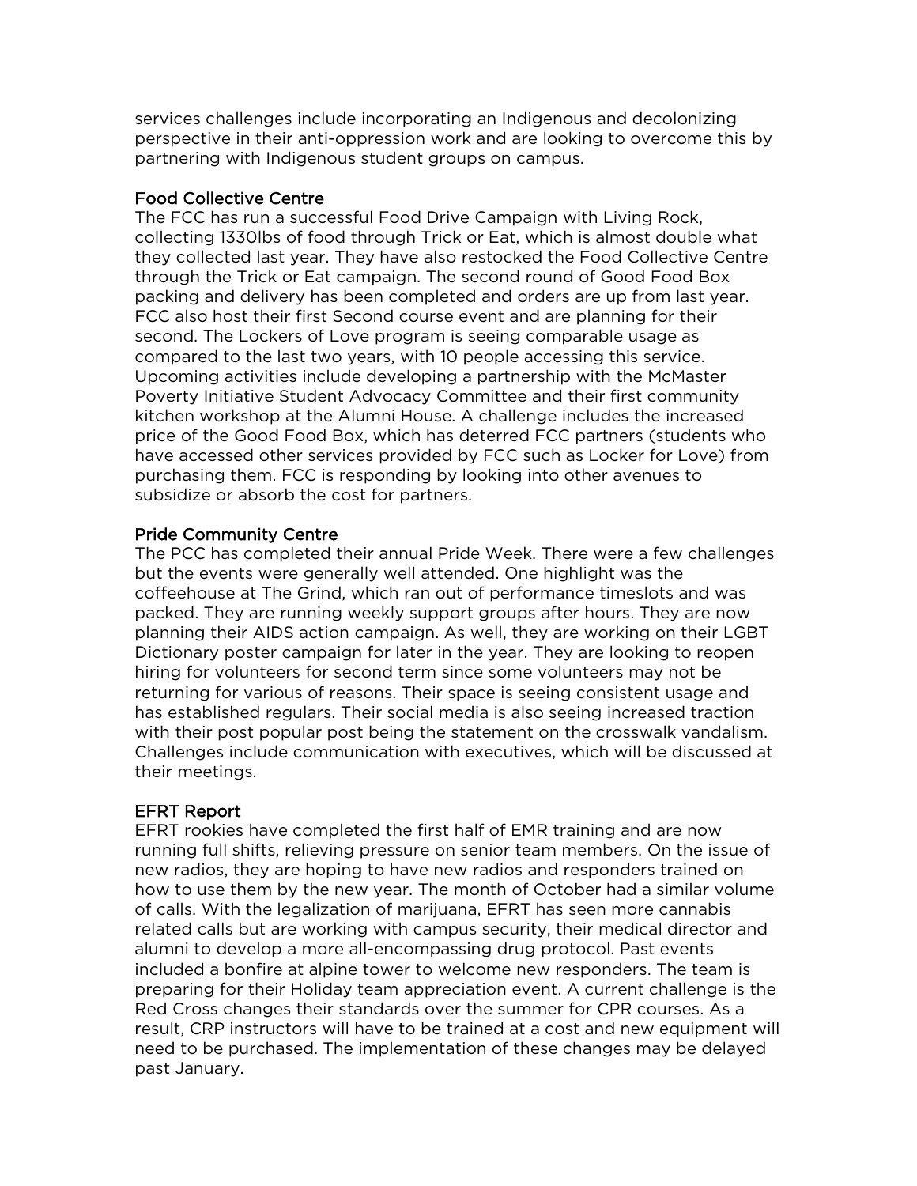services challenges include incorporating an Indigenous and decolonizing perspective in their anti-oppression work and are looking to overcome this by partnering with Indigenous student groups on campus.

### Food Collective Centre

The FCC has run a successful Food Drive Campaign with Living Rock, collecting 1330lbs of food through Trick or Eat, which is almost double what they collected last year. They have also restocked the Food Collective Centre through the Trick or Eat campaign. The second round of Good Food Box packing and delivery has been completed and orders are up from last year. FCC also host their first Second course event and are planning for their second. The Lockers of Love program is seeing comparable usage as compared to the last two years, with 10 people accessing this service. Upcoming activities include developing a partnership with the McMaster Poverty Initiative Student Advocacy Committee and their first community kitchen workshop at the Alumni House. A challenge includes the increased price of the Good Food Box, which has deterred FCC partners (students who have accessed other services provided by FCC such as Locker for Love) from purchasing them. FCC is responding by looking into other avenues to subsidize or absorb the cost for partners.

### Pride Community Centre

The PCC has completed their annual Pride Week. There were a few challenges but the events were generally well attended. One highlight was the coffeehouse at The Grind, which ran out of performance timeslots and was packed. They are running weekly support groups after hours. They are now planning their AIDS action campaign. As well, they are working on their LGBT Dictionary poster campaign for later in the year. They are looking to reopen hiring for volunteers for second term since some volunteers may not be returning for various of reasons. Their space is seeing consistent usage and has established regulars. Their social media is also seeing increased traction with their post popular post being the statement on the crosswalk vandalism. Challenges include communication with executives, which will be discussed at their meetings.

### EFRT Report

EFRT rookies have completed the first half of EMR training and are now running full shifts, relieving pressure on senior team members. On the issue of new radios, they are hoping to have new radios and responders trained on how to use them by the new year. The month of October had a similar volume of calls. With the legalization of marijuana, EFRT has seen more cannabis related calls but are working with campus security, their medical director and alumni to develop a more all-encompassing drug protocol. Past events included a bonfire at alpine tower to welcome new responders. The team is preparing for their Holiday team appreciation event. A current challenge is the Red Cross changes their standards over the summer for CPR courses. As a result, CRP instructors will have to be trained at a cost and new equipment will need to be purchased. The implementation of these changes may be delayed past January.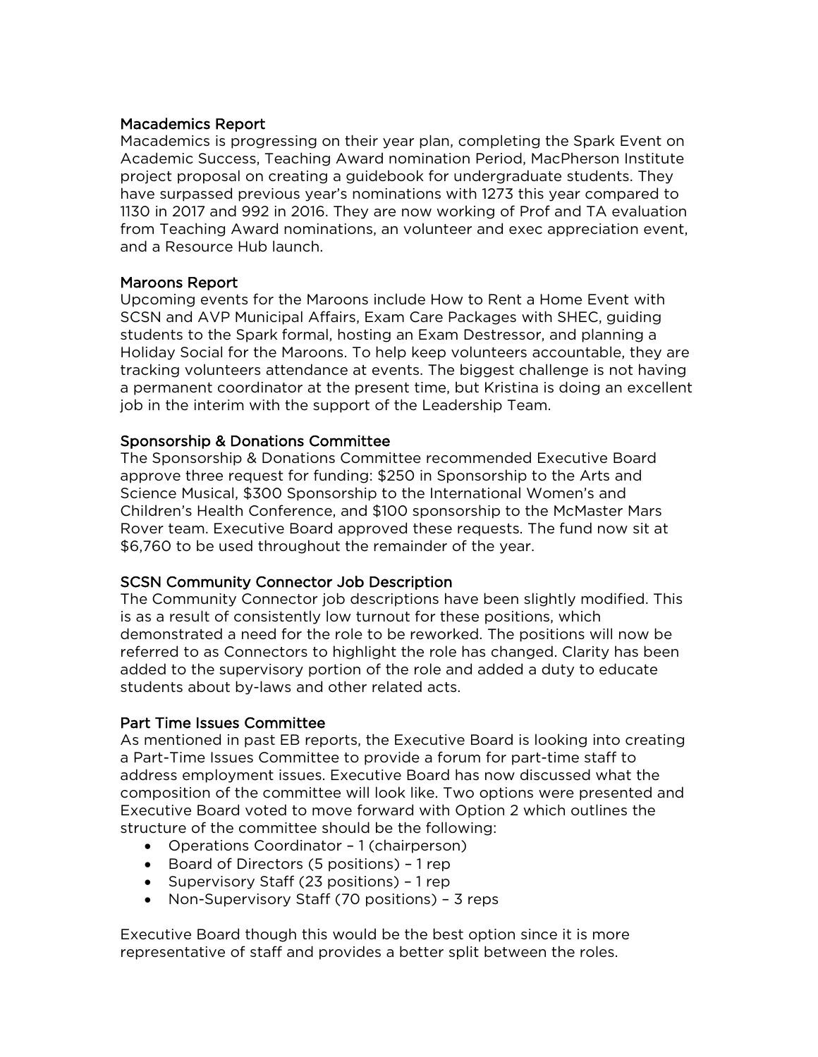### Macademics Report

Macademics is progressing on their year plan, completing the Spark Event on Academic Success, Teaching Award nomination Period, MacPherson Institute project proposal on creating a guidebook for undergraduate students. They have surpassed previous year's nominations with 1273 this year compared to 1130 in 2017 and 992 in 2016. They are now working of Prof and TA evaluation from Teaching Award nominations, an volunteer and exec appreciation event, and a Resource Hub launch.

### Maroons Report

Upcoming events for the Maroons include How to Rent a Home Event with SCSN and AVP Municipal Affairs, Exam Care Packages with SHEC, guiding students to the Spark formal, hosting an Exam Destressor, and planning a Holiday Social for the Maroons. To help keep volunteers accountable, they are tracking volunteers attendance at events. The biggest challenge is not having a permanent coordinator at the present time, but Kristina is doing an excellent job in the interim with the support of the Leadership Team.

### Sponsorship & Donations Committee

The Sponsorship & Donations Committee recommended Executive Board approve three request for funding: $250 in Sponsorship to the Arts and Science Musical, $300 Sponsorship to the International Women's and Children's Health Conference, and $100 sponsorship to the McMaster Mars Rover team. Executive Board approved these requests. The fund now sit at $6,760 to be used throughout the remainder of the year.

### SCSN Community Connector Job Description

The Community Connector job descriptions have been slightly modified. This is as a result of consistently low turnout for these positions, which demonstrated a need for the role to be reworked. The positions will now be referred to as Connectors to highlight the role has changed. Clarity has been added to the supervisory portion of the role and added a duty to educate students about by-laws and other related acts.

### Part Time Issues Committee

As mentioned in past EB reports, the Executive Board is looking into creating a Part-Time Issues Committee to provide a forum for part-time staff to address employment issues. Executive Board has now discussed what the composition of the committee will look like. Two options were presented and Executive Board voted to move forward with Option 2 which outlines the structure of the committee should be the following:

- Operations Coordinator – 1 (chairperson)
- Board of Directors (5 positions) – 1 rep
- Supervisory Staff (23 positions) – 1 rep
- Non-Supervisory Staff (70 positions) – 3 reps

Executive Board though this would be the best option since it is more representative of staff and provides a better split between the roles.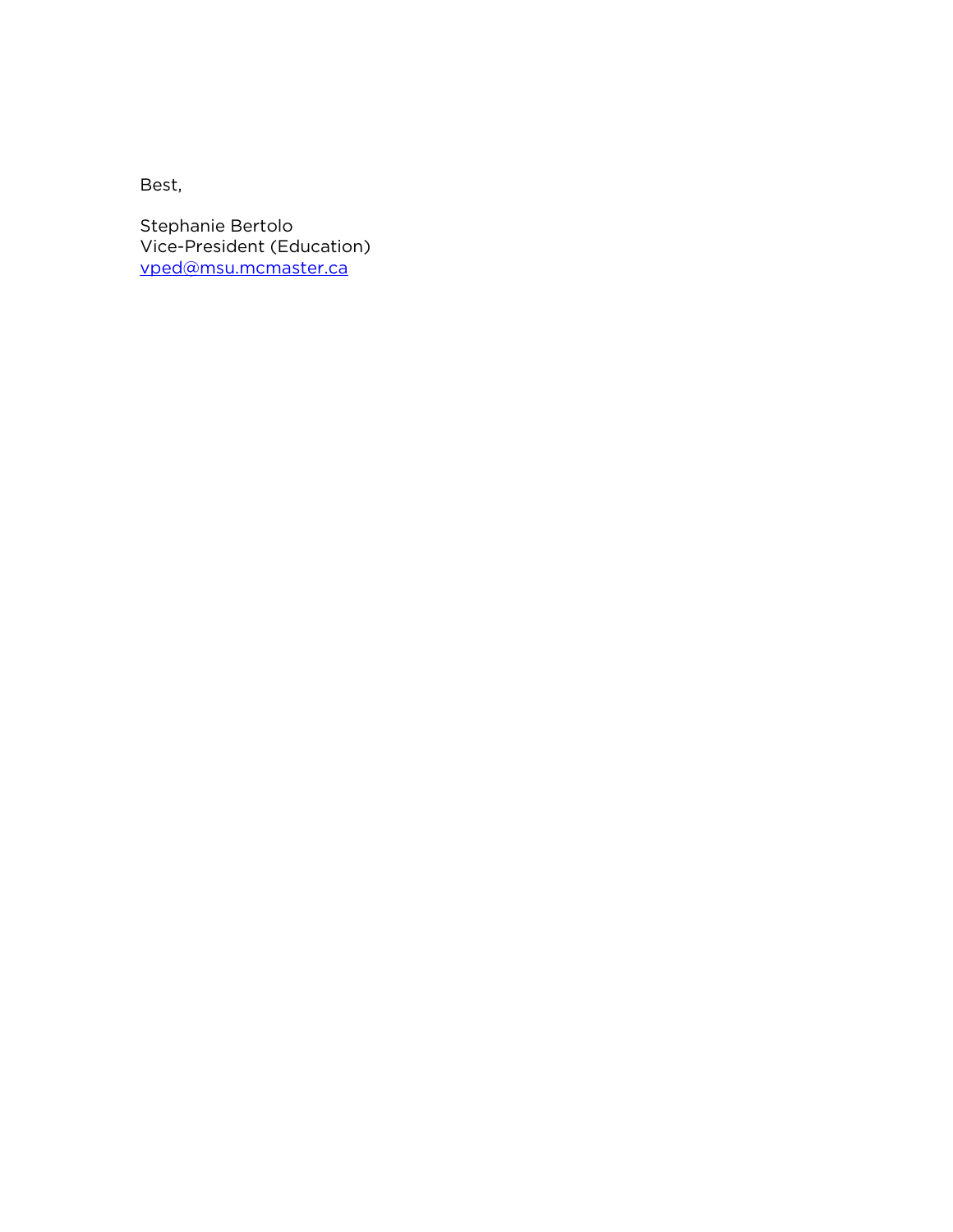Best,

Stephanie Bertolo  
Vice-President (Education)  
[vped@msu.mcmaster.ca](mailto:vped@msu.mcmaster.ca)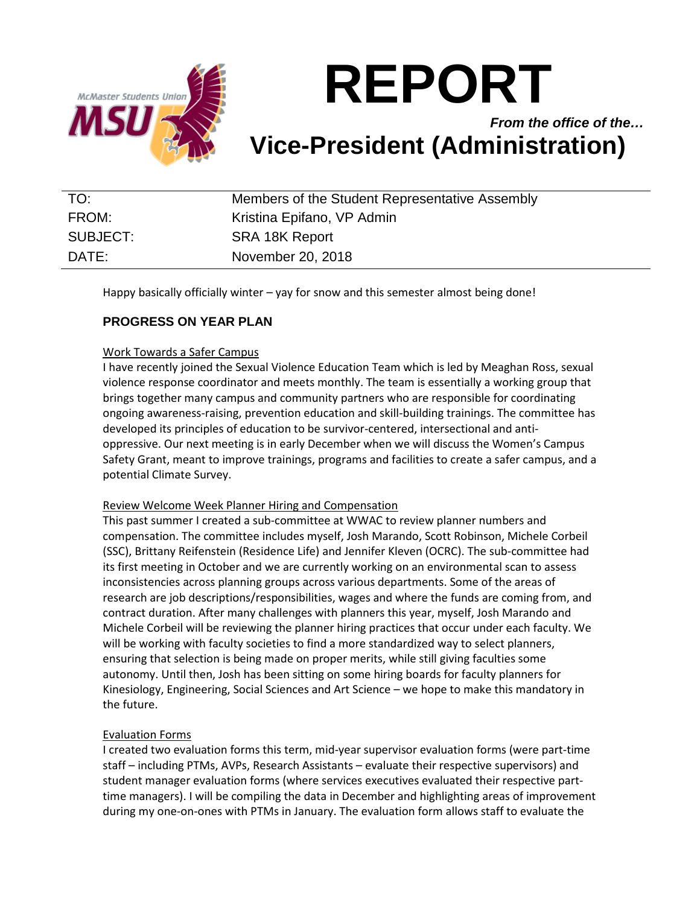# REPORT

***From the office of the…***

## Vice-President (Administration)

| | |
|---|---|
| TO: | Members of the Student Representative Assembly |
| FROM: | Kristina Epifano, VP Admin |
| SUBJECT: | SRA 18K Report |
| DATE: | November 20, 2018 |

Happy basically officially winter – yay for snow and this semester almost being done!

### PROGRESS ON YEAR PLAN

Work Towards a Safer Campus

I have recently joined the Sexual Violence Education Team which is led by Meaghan Ross, sexual violence response coordinator and meets monthly. The team is essentially a working group that brings together many campus and community partners who are responsible for coordinating ongoing awareness-raising, prevention education and skill-building trainings. The committee has developed its principles of education to be survivor-centered, intersectional and anti-oppressive. Our next meeting is in early December when we will discuss the Women's Campus Safety Grant, meant to improve trainings, programs and facilities to create a safer campus, and a potential Climate Survey.

Review Welcome Week Planner Hiring and Compensation

This past summer I created a sub-committee at WWAC to review planner numbers and compensation. The committee includes myself, Josh Marando, Scott Robinson, Michele Corbeil (SSC), Brittany Reifenstein (Residence Life) and Jennifer Kleven (OCRC). The sub-committee had its first meeting in October and we are currently working on an environmental scan to assess inconsistencies across planning groups across various departments. Some of the areas of research are job descriptions/responsibilities, wages and where the funds are coming from, and contract duration. After many challenges with planners this year, myself, Josh Marando and Michele Corbeil will be reviewing the planner hiring practices that occur under each faculty. We will be working with faculty societies to find a more standardized way to select planners, ensuring that selection is being made on proper merits, while still giving faculties some autonomy. Until then, Josh has been sitting on some hiring boards for faculty planners for Kinesiology, Engineering, Social Sciences and Art Science – we hope to make this mandatory in the future.

Evaluation Forms

I created two evaluation forms this term, mid-year supervisor evaluation forms (were part-time staff – including PTMs, AVPs, Research Assistants – evaluate their respective supervisors) and student manager evaluation forms (where services executives evaluated their respective part-time managers). I will be compiling the data in December and highlighting areas of improvement during my one-on-ones with PTMs in January. The evaluation form allows staff to evaluate the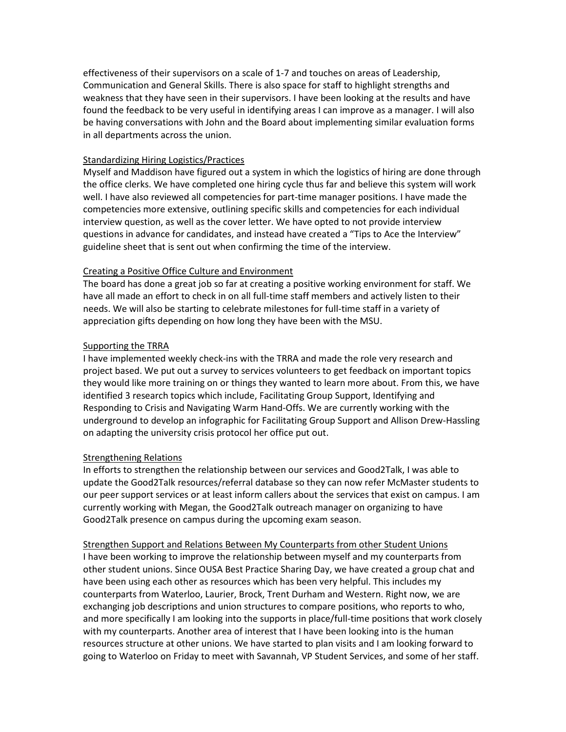effectiveness of their supervisors on a scale of 1-7 and touches on areas of Leadership, Communication and General Skills. There is also space for staff to highlight strengths and weakness that they have seen in their supervisors. I have been looking at the results and have found the feedback to be very useful in identifying areas I can improve as a manager. I will also be having conversations with John and the Board about implementing similar evaluation forms in all departments across the union.

<u>Standardizing Hiring Logistics/Practices</u>

Myself and Maddison have figured out a system in which the logistics of hiring are done through the office clerks. We have completed one hiring cycle thus far and believe this system will work well. I have also reviewed all competencies for part-time manager positions. I have made the competencies more extensive, outlining specific skills and competencies for each individual interview question, as well as the cover letter. We have opted to not provide interview questions in advance for candidates, and instead have created a "Tips to Ace the Interview" guideline sheet that is sent out when confirming the time of the interview.

<u>Creating a Positive Office Culture and Environment</u>

The board has done a great job so far at creating a positive working environment for staff. We have all made an effort to check in on all full-time staff members and actively listen to their needs. We will also be starting to celebrate milestones for full-time staff in a variety of appreciation gifts depending on how long they have been with the MSU.

<u>Supporting the TRRA</u>

I have implemented weekly check-ins with the TRRA and made the role very research and project based. We put out a survey to services volunteers to get feedback on important topics they would like more training on or things they wanted to learn more about. From this, we have identified 3 research topics which include, Facilitating Group Support, Identifying and Responding to Crisis and Navigating Warm Hand-Offs. We are currently working with the underground to develop an infographic for Facilitating Group Support and Allison Drew-Hassling on adapting the university crisis protocol her office put out.

<u>Strengthening Relations</u>

In efforts to strengthen the relationship between our services and Good2Talk, I was able to update the Good2Talk resources/referral database so they can now refer McMaster students to our peer support services or at least inform callers about the services that exist on campus. I am currently working with Megan, the Good2Talk outreach manager on organizing to have Good2Talk presence on campus during the upcoming exam season.

<u>Strengthen Support and Relations Between My Counterparts from other Student Unions</u>

I have been working to improve the relationship between myself and my counterparts from other student unions. Since OUSA Best Practice Sharing Day, we have created a group chat and have been using each other as resources which has been very helpful. This includes my counterparts from Waterloo, Laurier, Brock, Trent Durham and Western. Right now, we are exchanging job descriptions and union structures to compare positions, who reports to who, and more specifically I am looking into the supports in place/full-time positions that work closely with my counterparts. Another area of interest that I have been looking into is the human resources structure at other unions. We have started to plan visits and I am looking forward to going to Waterloo on Friday to meet with Savannah, VP Student Services, and some of her staff.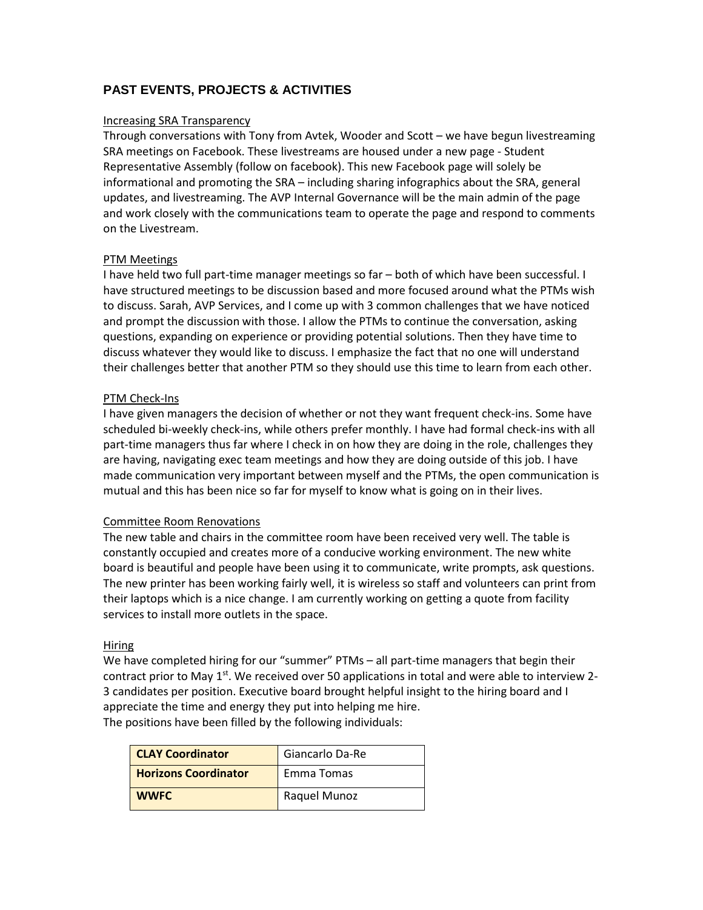## PAST EVENTS, PROJECTS & ACTIVITIES

Increasing SRA Transparency

Through conversations with Tony from Avtek, Wooder and Scott – we have begun livestreaming SRA meetings on Facebook. These livestreams are housed under a new page - Student Representative Assembly (follow on facebook). This new Facebook page will solely be informational and promoting the SRA – including sharing infographics about the SRA, general updates, and livestreaming. The AVP Internal Governance will be the main admin of the page and work closely with the communications team to operate the page and respond to comments on the Livestream.

PTM Meetings

I have held two full part-time manager meetings so far – both of which have been successful. I have structured meetings to be discussion based and more focused around what the PTMs wish to discuss. Sarah, AVP Services, and I come up with 3 common challenges that we have noticed and prompt the discussion with those. I allow the PTMs to continue the conversation, asking questions, expanding on experience or providing potential solutions. Then they have time to discuss whatever they would like to discuss. I emphasize the fact that no one will understand their challenges better that another PTM so they should use this time to learn from each other.

PTM Check-Ins

I have given managers the decision of whether or not they want frequent check-ins. Some have scheduled bi-weekly check-ins, while others prefer monthly. I have had formal check-ins with all part-time managers thus far where I check in on how they are doing in the role, challenges they are having, navigating exec team meetings and how they are doing outside of this job. I have made communication very important between myself and the PTMs, the open communication is mutual and this has been nice so far for myself to know what is going on in their lives.

Committee Room Renovations

The new table and chairs in the committee room have been received very well. The table is constantly occupied and creates more of a conducive working environment. The new white board is beautiful and people have been using it to communicate, write prompts, ask questions. The new printer has been working fairly well, it is wireless so staff and volunteers can print from their laptops which is a nice change. I am currently working on getting a quote from facility services to install more outlets in the space.

Hiring

We have completed hiring for our "summer" PTMs – all part-time managers that begin their contract prior to May 1st. We received over 50 applications in total and were able to interview 2-3 candidates per position. Executive board brought helpful insight to the hiring board and I appreciate the time and energy they put into helping me hire.
The positions have been filled by the following individuals:

| Position | Name |
|---|---|
| **CLAY Coordinator** | Giancarlo Da-Re |
| **Horizons Coordinator** | Emma Tomas |
| **WWFC** | Raquel Munoz |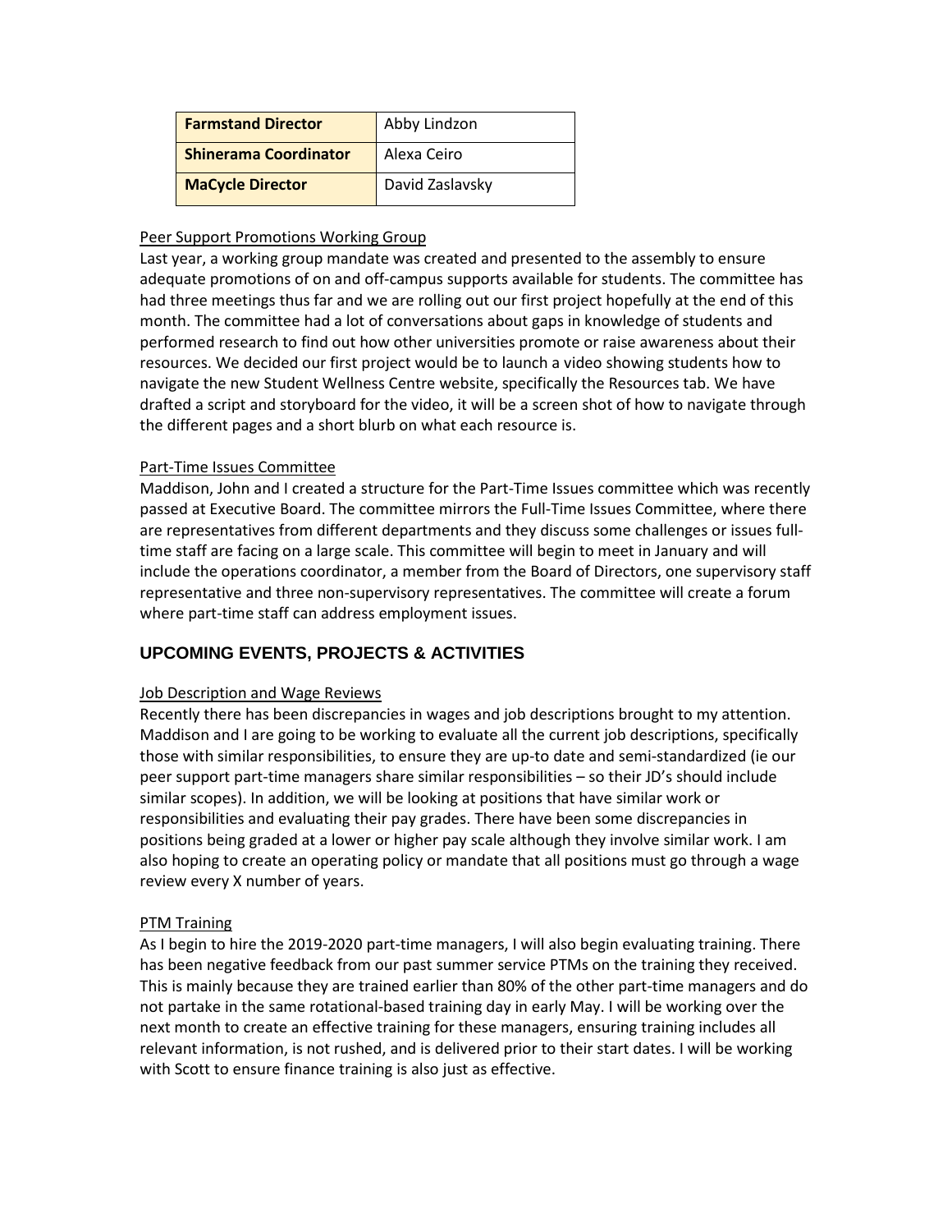| **Farmstand Director** | Abby Lindzon |
|---|---|
| **Shinerama Coordinator** | Alexa Ceiro |
| **MaCycle Director** | David Zaslavsky |

Peer Support Promotions Working Group

Last year, a working group mandate was created and presented to the assembly to ensure adequate promotions of on and off-campus supports available for students. The committee has had three meetings thus far and we are rolling out our first project hopefully at the end of this month. The committee had a lot of conversations about gaps in knowledge of students and performed research to find out how other universities promote or raise awareness about their resources. We decided our first project would be to launch a video showing students how to navigate the new Student Wellness Centre website, specifically the Resources tab. We have drafted a script and storyboard for the video, it will be a screen shot of how to navigate through the different pages and a short blurb on what each resource is.

Part-Time Issues Committee

Maddison, John and I created a structure for the Part-Time Issues committee which was recently passed at Executive Board. The committee mirrors the Full-Time Issues Committee, where there are representatives from different departments and they discuss some challenges or issues full-time staff are facing on a large scale. This committee will begin to meet in January and will include the operations coordinator, a member from the Board of Directors, one supervisory staff representative and three non-supervisory representatives. The committee will create a forum where part-time staff can address employment issues.

## UPCOMING EVENTS, PROJECTS & ACTIVITIES

Job Description and Wage Reviews

Recently there has been discrepancies in wages and job descriptions brought to my attention. Maddison and I are going to be working to evaluate all the current job descriptions, specifically those with similar responsibilities, to ensure they are up-to date and semi-standardized (ie our peer support part-time managers share similar responsibilities – so their JD's should include similar scopes). In addition, we will be looking at positions that have similar work or responsibilities and evaluating their pay grades. There have been some discrepancies in positions being graded at a lower or higher pay scale although they involve similar work. I am also hoping to create an operating policy or mandate that all positions must go through a wage review every X number of years.

PTM Training

As I begin to hire the 2019-2020 part-time managers, I will also begin evaluating training. There has been negative feedback from our past summer service PTMs on the training they received. This is mainly because they are trained earlier than 80% of the other part-time managers and do not partake in the same rotational-based training day in early May. I will be working over the next month to create an effective training for these managers, ensuring training includes all relevant information, is not rushed, and is delivered prior to their start dates. I will be working with Scott to ensure finance training is also just as effective.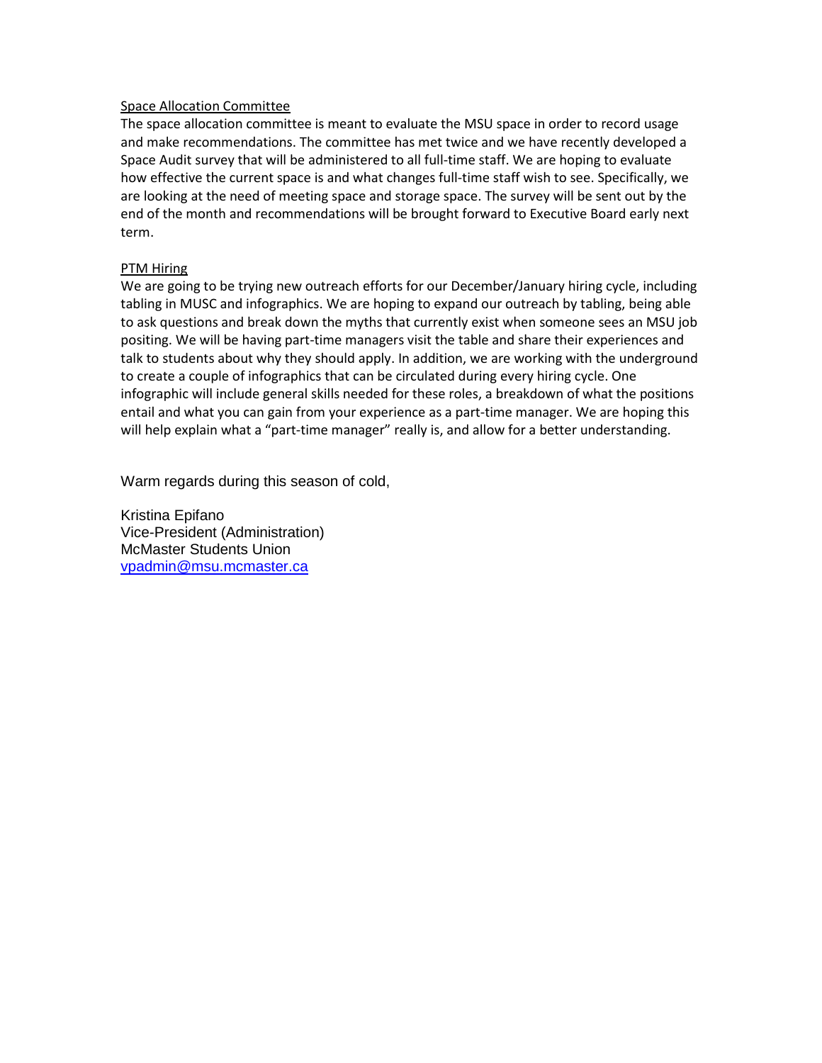<u>Space Allocation Committee</u>

The space allocation committee is meant to evaluate the MSU space in order to record usage and make recommendations. The committee has met twice and we have recently developed a Space Audit survey that will be administered to all full-time staff. We are hoping to evaluate how effective the current space is and what changes full-time staff wish to see. Specifically, we are looking at the need of meeting space and storage space. The survey will be sent out by the end of the month and recommendations will be brought forward to Executive Board early next term.

<u>PTM Hiring</u>

We are going to be trying new outreach efforts for our December/January hiring cycle, including tabling in MUSC and infographics. We are hoping to expand our outreach by tabling, being able to ask questions and break down the myths that currently exist when someone sees an MSU job positing. We will be having part-time managers visit the table and share their experiences and talk to students about why they should apply. In addition, we are working with the underground to create a couple of infographics that can be circulated during every hiring cycle. One infographic will include general skills needed for these roles, a breakdown of what the positions entail and what you can gain from your experience as a part-time manager. We are hoping this will help explain what a "part-time manager" really is, and allow for a better understanding.

Warm regards during this season of cold,

Kristina Epifano
Vice-President (Administration)
McMaster Students Union
vpadmin@msu.mcmaster.ca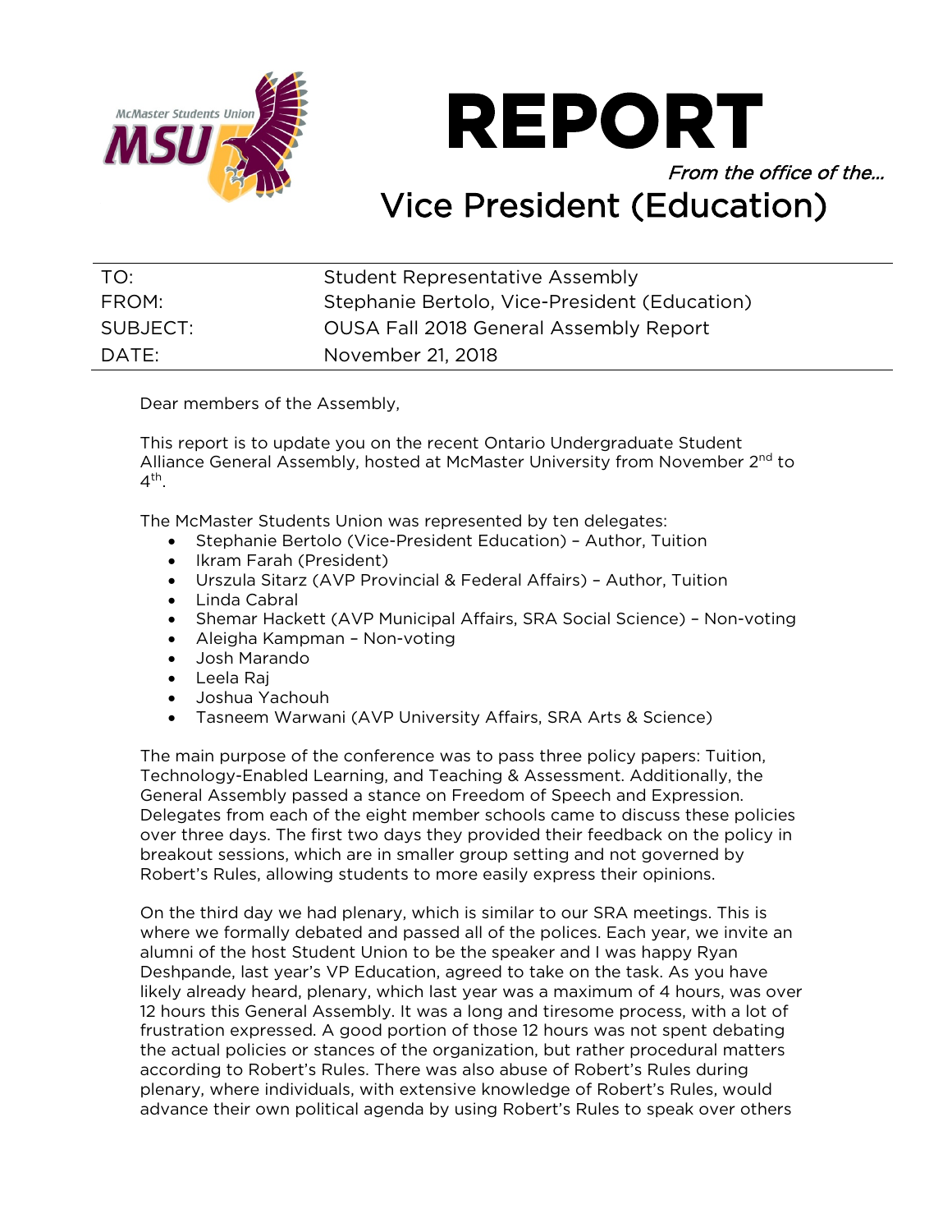# REPORT

*From the office of the…*

## Vice President (Education)

| | |
|---|---|
| TO: | Student Representative Assembly |
| FROM: | Stephanie Bertolo, Vice-President (Education) |
| SUBJECT: | OUSA Fall 2018 General Assembly Report |
| DATE: | November 21, 2018 |

Dear members of the Assembly,

This report is to update you on the recent Ontario Undergraduate Student Alliance General Assembly, hosted at McMaster University from November 2nd to 4th.

The McMaster Students Union was represented by ten delegates:

- Stephanie Bertolo (Vice-President Education) – Author, Tuition
- Ikram Farah (President)
- Urszula Sitarz (AVP Provincial & Federal Affairs) – Author, Tuition
- Linda Cabral
- Shemar Hackett (AVP Municipal Affairs, SRA Social Science) – Non-voting
- Aleigha Kampman – Non-voting
- Josh Marando
- Leela Raj
- Joshua Yachouh
- Tasneem Warwani (AVP University Affairs, SRA Arts & Science)

The main purpose of the conference was to pass three policy papers: Tuition, Technology-Enabled Learning, and Teaching & Assessment. Additionally, the General Assembly passed a stance on Freedom of Speech and Expression. Delegates from each of the eight member schools came to discuss these policies over three days. The first two days they provided their feedback on the policy in breakout sessions, which are in smaller group setting and not governed by Robert's Rules, allowing students to more easily express their opinions.

On the third day we had plenary, which is similar to our SRA meetings. This is where we formally debated and passed all of the polices. Each year, we invite an alumni of the host Student Union to be the speaker and I was happy Ryan Deshpande, last year's VP Education, agreed to take on the task. As you have likely already heard, plenary, which last year was a maximum of 4 hours, was over 12 hours this General Assembly. It was a long and tiresome process, with a lot of frustration expressed. A good portion of those 12 hours was not spent debating the actual policies or stances of the organization, but rather procedural matters according to Robert's Rules. There was also abuse of Robert's Rules during plenary, where individuals, with extensive knowledge of Robert's Rules, would advance their own political agenda by using Robert's Rules to speak over others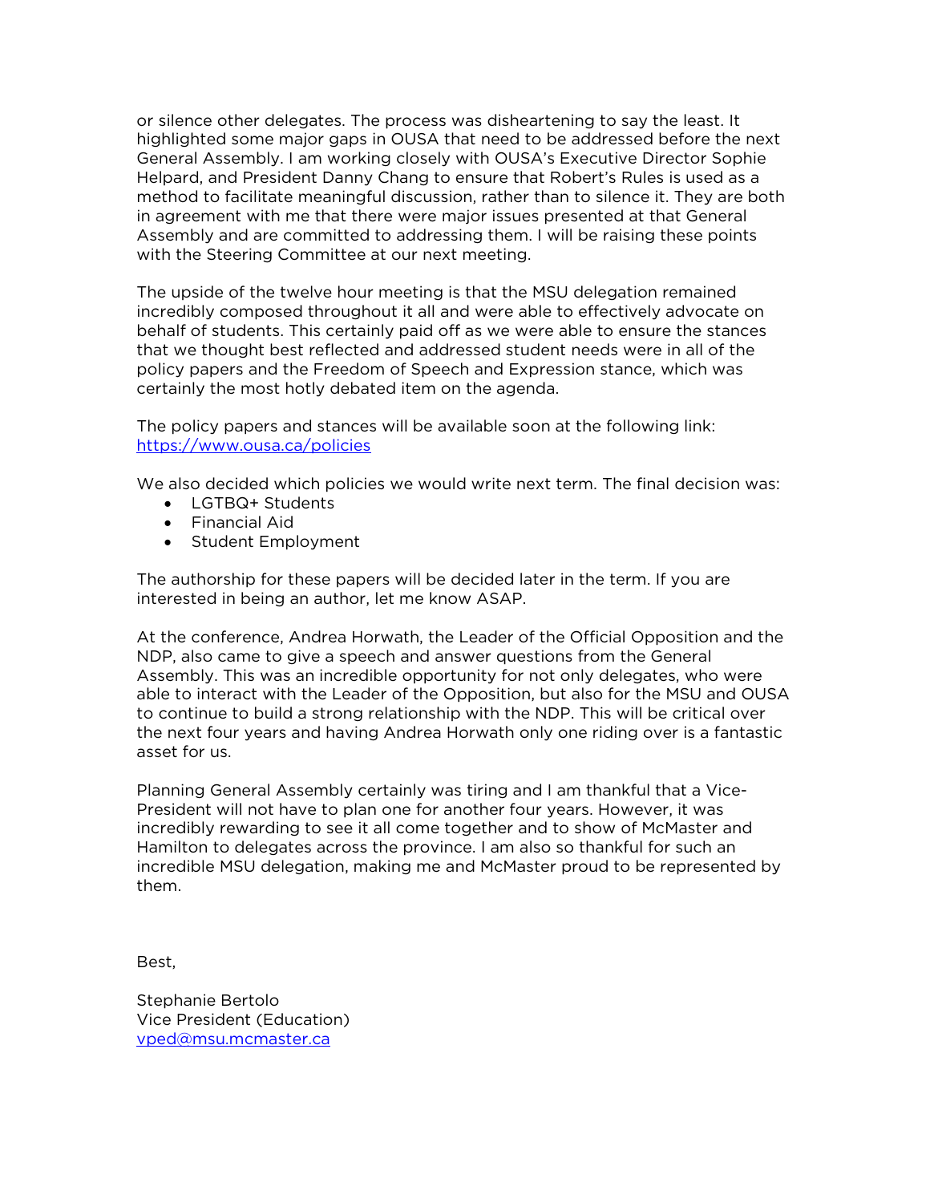or silence other delegates. The process was disheartening to say the least. It highlighted some major gaps in OUSA that need to be addressed before the next General Assembly. I am working closely with OUSA's Executive Director Sophie Helpard, and President Danny Chang to ensure that Robert's Rules is used as a method to facilitate meaningful discussion, rather than to silence it. They are both in agreement with me that there were major issues presented at that General Assembly and are committed to addressing them. I will be raising these points with the Steering Committee at our next meeting.

The upside of the twelve hour meeting is that the MSU delegation remained incredibly composed throughout it all and were able to effectively advocate on behalf of students. This certainly paid off as we were able to ensure the stances that we thought best reflected and addressed student needs were in all of the policy papers and the Freedom of Speech and Expression stance, which was certainly the most hotly debated item on the agenda.

The policy papers and stances will be available soon at the following link: https://www.ousa.ca/policies

We also decided which policies we would write next term. The final decision was:

- LGTBQ+ Students
- Financial Aid
- Student Employment

The authorship for these papers will be decided later in the term. If you are interested in being an author, let me know ASAP.

At the conference, Andrea Horwath, the Leader of the Official Opposition and the NDP, also came to give a speech and answer questions from the General Assembly. This was an incredible opportunity for not only delegates, who were able to interact with the Leader of the Opposition, but also for the MSU and OUSA to continue to build a strong relationship with the NDP. This will be critical over the next four years and having Andrea Horwath only one riding over is a fantastic asset for us.

Planning General Assembly certainly was tiring and I am thankful that a Vice-President will not have to plan one for another four years. However, it was incredibly rewarding to see it all come together and to show of McMaster and Hamilton to delegates across the province. I am also so thankful for such an incredible MSU delegation, making me and McMaster proud to be represented by them.

Best,

Stephanie Bertolo
Vice President (Education)
vped@msu.mcmaster.ca